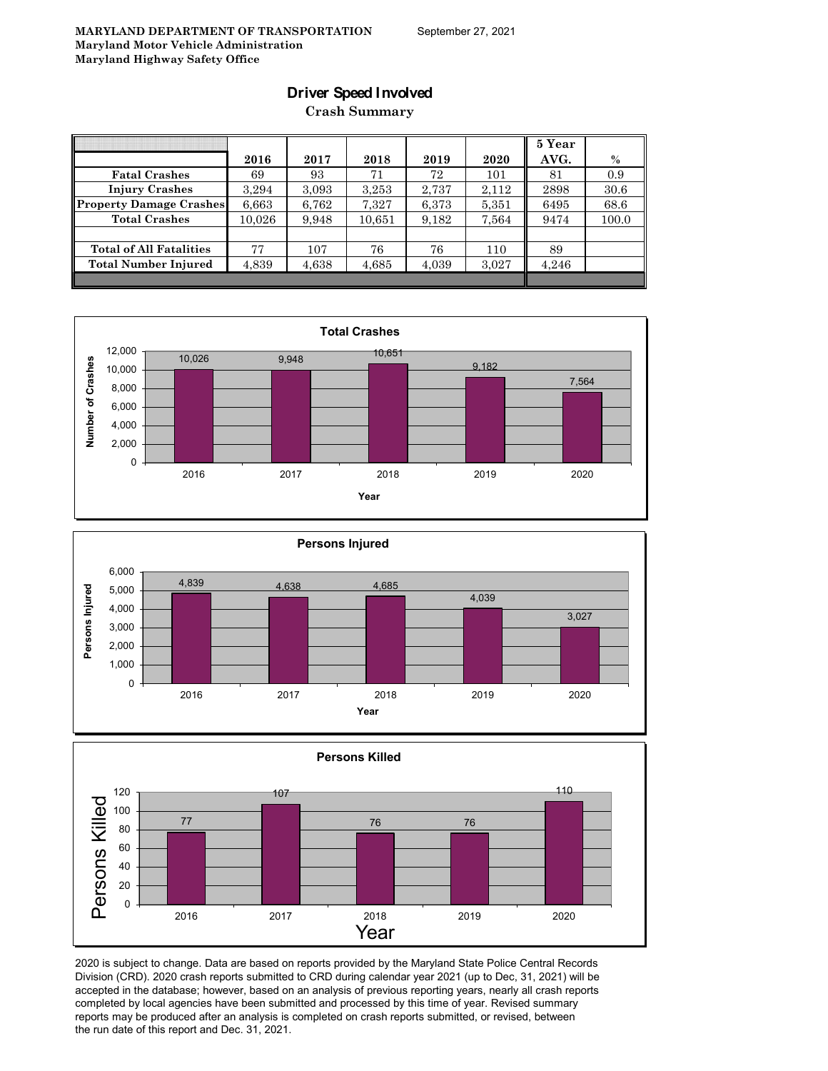**MARYLAND DEPARTMENT OF TRANSPORTATION**
**Maryland Motor Vehicle Administration**
**Maryland Highway Safety Office**

September 27, 2021

# Driver Speed Involved

## Crash Summary

| | 2016 | 2017 | 2018 | 2019 | 2020 | 5 Year AVG. | % |
|---|---|---|---|---|---|---|---|
| **Fatal Crashes** | 69 | 93 | 71 | 72 | 101 | 81 | 0.9 |
| **Injury Crashes** | 3,294 | 3,093 | 3,253 | 2,737 | 2,112 | 2898 | 30.6 |
| **Property Damage Crashes** | 6,663 | 6,762 | 7,327 | 6,373 | 5,351 | 6495 | 68.6 |
| **Total Crashes** | 10,026 | 9,948 | 10,651 | 9,182 | 7,564 | 9474 | 100.0 |
| | | | | | | | |
| **Total of All Fatalities** | 77 | 107 | 76 | 76 | 110 | 89 | |
| **Total Number Injured** | 4,839 | 4,638 | 4,685 | 4,039 | 3,027 | 4,246 | |

**Total Crashes**

| Year | Number of Crashes |
|---|---|
| 2016 | 10,026 |
| 2017 | 9,948 |
| 2018 | 10,651 |
| 2019 | 9,182 |
| 2020 | 7,564 |

**Persons Injured**

| Year | Persons Injured |
|---|---|
| 2016 | 4,839 |
| 2017 | 4,638 |
| 2018 | 4,685 |
| 2019 | 4,039 |
| 2020 | 3,027 |

**Persons Killed**

| Year | Persons Killed |
|---|---|
| 2016 | 77 |
| 2017 | 107 |
| 2018 | 76 |
| 2019 | 76 |
| 2020 | 110 |

2020 is subject to change. Data are based on reports provided by the Maryland State Police Central Records Division (CRD). 2020 crash reports submitted to CRD during calendar year 2021 (up to Dec, 31, 2021) will be accepted in the database; however, based on an analysis of previous reporting years, nearly all crash reports completed by local agencies have been submitted and processed by this time of year. Revised summary reports may be produced after an analysis is completed on crash reports submitted, or revised, between the run date of this report and Dec. 31, 2021.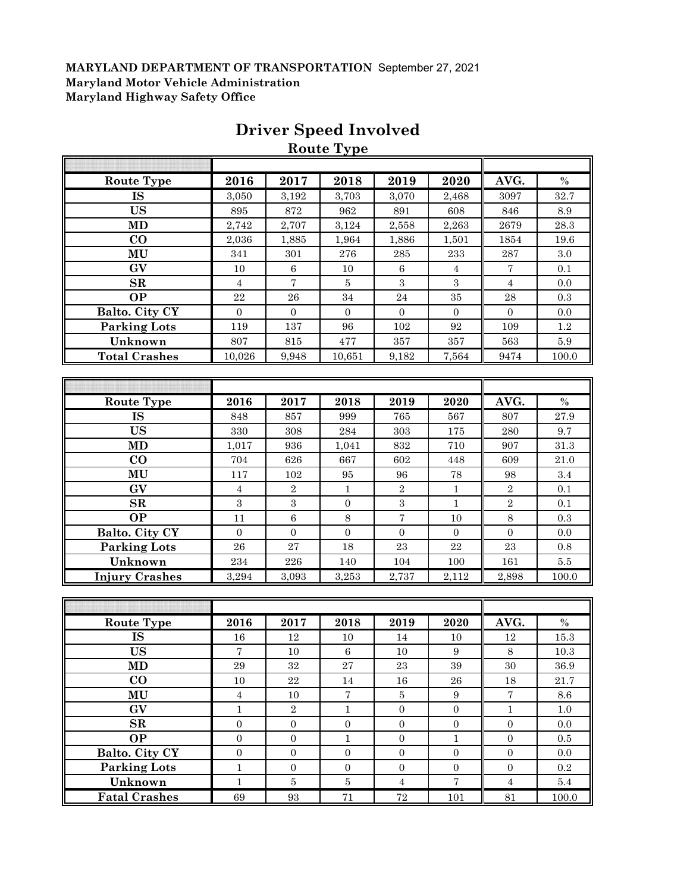**MARYLAND DEPARTMENT OF TRANSPORTATION** September 27, 2021
**Maryland Motor Vehicle Administration**
**Maryland Highway Safety Office**

# Driver Speed Involved

## Route Type

| Route Type | 2016 | 2017 | 2018 | 2019 | 2020 | AVG. | % |
|---|---|---|---|---|---|---|---|
| IS | 3,050 | 3,192 | 3,703 | 3,070 | 2,468 | 3097 | 32.7 |
| US | 895 | 872 | 962 | 891 | 608 | 846 | 8.9 |
| MD | 2,742 | 2,707 | 3,124 | 2,558 | 2,263 | 2679 | 28.3 |
| CO | 2,036 | 1,885 | 1,964 | 1,886 | 1,501 | 1854 | 19.6 |
| MU | 341 | 301 | 276 | 285 | 233 | 287 | 3.0 |
| GV | 10 | 6 | 10 | 6 | 4 | 7 | 0.1 |
| SR | 4 | 7 | 5 | 3 | 3 | 4 | 0.0 |
| OP | 22 | 26 | 34 | 24 | 35 | 28 | 0.3 |
| Balto. City CY | 0 | 0 | 0 | 0 | 0 | 0 | 0.0 |
| Parking Lots | 119 | 137 | 96 | 102 | 92 | 109 | 1.2 |
| Unknown | 807 | 815 | 477 | 357 | 357 | 563 | 5.9 |
| Total Crashes | 10,026 | 9,948 | 10,651 | 9,182 | 7,564 | 9474 | 100.0 |

| Route Type | 2016 | 2017 | 2018 | 2019 | 2020 | AVG. | % |
|---|---|---|---|---|---|---|---|
| IS | 848 | 857 | 999 | 765 | 567 | 807 | 27.9 |
| US | 330 | 308 | 284 | 303 | 175 | 280 | 9.7 |
| MD | 1,017 | 936 | 1,041 | 832 | 710 | 907 | 31.3 |
| CO | 704 | 626 | 667 | 602 | 448 | 609 | 21.0 |
| MU | 117 | 102 | 95 | 96 | 78 | 98 | 3.4 |
| GV | 4 | 2 | 1 | 2 | 1 | 2 | 0.1 |
| SR | 3 | 3 | 0 | 3 | 1 | 2 | 0.1 |
| OP | 11 | 6 | 8 | 7 | 10 | 8 | 0.3 |
| Balto. City CY | 0 | 0 | 0 | 0 | 0 | 0 | 0.0 |
| Parking Lots | 26 | 27 | 18 | 23 | 22 | 23 | 0.8 |
| Unknown | 234 | 226 | 140 | 104 | 100 | 161 | 5.5 |
| Injury Crashes | 3,294 | 3,093 | 3,253 | 2,737 | 2,112 | 2,898 | 100.0 |

| Route Type | 2016 | 2017 | 2018 | 2019 | 2020 | AVG. | % |
|---|---|---|---|---|---|---|---|
| IS | 16 | 12 | 10 | 14 | 10 | 12 | 15.3 |
| US | 7 | 10 | 6 | 10 | 9 | 8 | 10.3 |
| MD | 29 | 32 | 27 | 23 | 39 | 30 | 36.9 |
| CO | 10 | 22 | 14 | 16 | 26 | 18 | 21.7 |
| MU | 4 | 10 | 7 | 5 | 9 | 7 | 8.6 |
| GV | 1 | 2 | 1 | 0 | 0 | 1 | 1.0 |
| SR | 0 | 0 | 0 | 0 | 0 | 0 | 0.0 |
| OP | 0 | 0 | 1 | 0 | 1 | 0 | 0.5 |
| Balto. City CY | 0 | 0 | 0 | 0 | 0 | 0 | 0.0 |
| Parking Lots | 1 | 0 | 0 | 0 | 0 | 0 | 0.2 |
| Unknown | 1 | 5 | 5 | 4 | 7 | 4 | 5.4 |
| Fatal Crashes | 69 | 93 | 71 | 72 | 101 | 81 | 100.0 |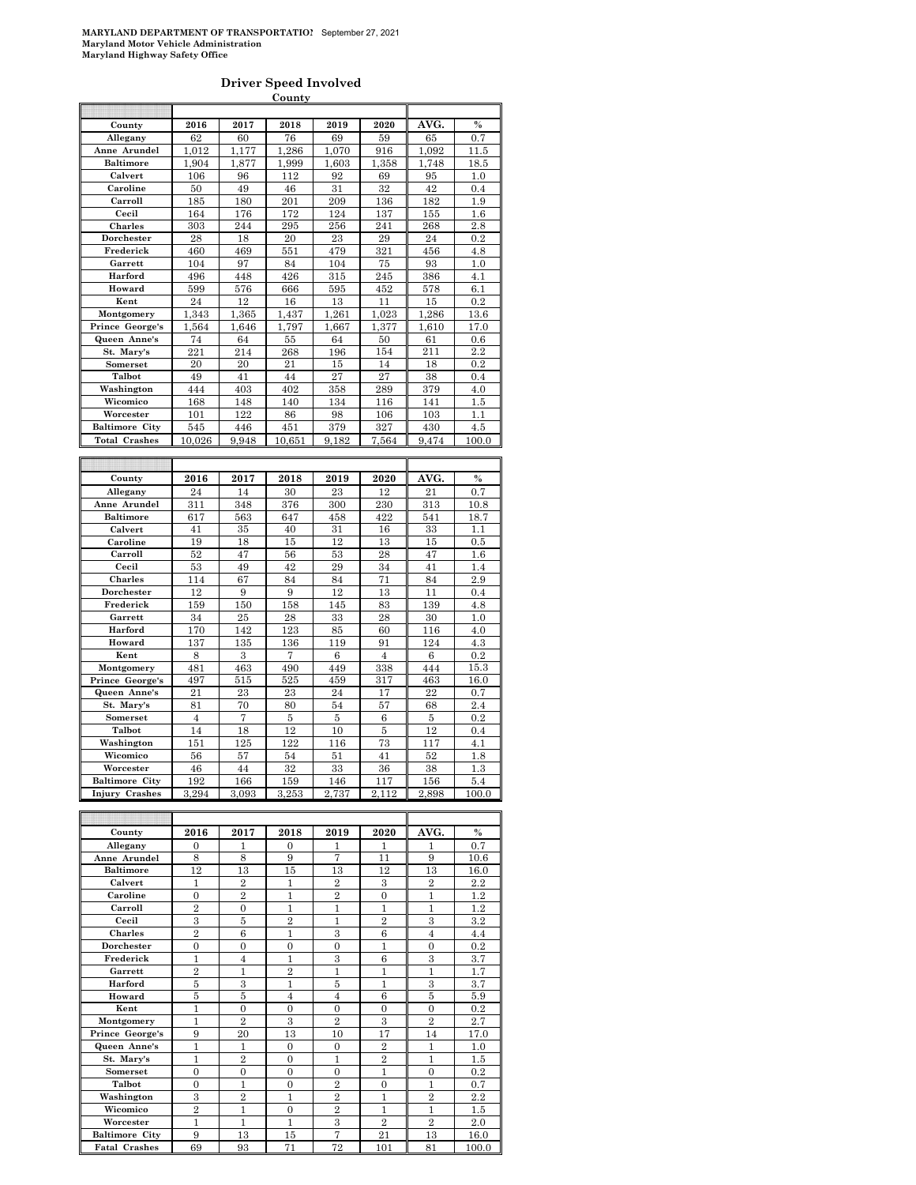**MARYLAND DEPARTMENT OF TRANSPORTATIO!** September 27, 2021
**Maryland Motor Vehicle Administration**
**Maryland Highway Safety Office**

## Driver Speed Involved

**County**

| County | 2016 | 2017 | 2018 | 2019 | 2020 | AVG. | % |
|---|---|---|---|---|---|---|---|
| Allegany | 62 | 60 | 76 | 69 | 59 | 65 | 0.7 |
| Anne Arundel | 1,012 | 1,177 | 1,286 | 1,070 | 916 | 1,092 | 11.5 |
| Baltimore | 1,904 | 1,877 | 1,999 | 1,603 | 1,358 | 1,748 | 18.5 |
| Calvert | 106 | 96 | 112 | 92 | 69 | 95 | 1.0 |
| Caroline | 50 | 49 | 46 | 31 | 32 | 42 | 0.4 |
| Carroll | 185 | 180 | 201 | 209 | 136 | 182 | 1.9 |
| Cecil | 164 | 176 | 172 | 124 | 137 | 155 | 1.6 |
| Charles | 303 | 244 | 295 | 256 | 241 | 268 | 2.8 |
| Dorchester | 28 | 18 | 20 | 23 | 29 | 24 | 0.2 |
| Frederick | 460 | 469 | 551 | 479 | 321 | 456 | 4.8 |
| Garrett | 104 | 97 | 84 | 104 | 75 | 93 | 1.0 |
| Harford | 496 | 448 | 426 | 315 | 245 | 386 | 4.1 |
| Howard | 599 | 576 | 666 | 595 | 452 | 578 | 6.1 |
| Kent | 24 | 12 | 16 | 13 | 11 | 15 | 0.2 |
| Montgomery | 1,343 | 1,365 | 1,437 | 1,261 | 1,023 | 1,286 | 13.6 |
| Prince George's | 1,564 | 1,646 | 1,797 | 1,667 | 1,377 | 1,610 | 17.0 |
| Queen Anne's | 74 | 64 | 55 | 64 | 50 | 61 | 0.6 |
| St. Mary's | 221 | 214 | 268 | 196 | 154 | 211 | 2.2 |
| Somerset | 20 | 20 | 21 | 15 | 14 | 18 | 0.2 |
| Talbot | 49 | 41 | 44 | 27 | 27 | 38 | 0.4 |
| Washington | 444 | 403 | 402 | 358 | 289 | 379 | 4.0 |
| Wicomico | 168 | 148 | 140 | 134 | 116 | 141 | 1.5 |
| Worcester | 101 | 122 | 86 | 98 | 106 | 103 | 1.1 |
| Baltimore City | 545 | 446 | 451 | 379 | 327 | 430 | 4.5 |
| Total Crashes | 10,026 | 9,948 | 10,651 | 9,182 | 7,564 | 9,474 | 100.0 |

| County | 2016 | 2017 | 2018 | 2019 | 2020 | AVG. | % |
|---|---|---|---|---|---|---|---|
| Allegany | 24 | 14 | 30 | 23 | 12 | 21 | 0.7 |
| Anne Arundel | 311 | 348 | 376 | 300 | 230 | 313 | 10.8 |
| Baltimore | 617 | 563 | 647 | 458 | 422 | 541 | 18.7 |
| Calvert | 41 | 35 | 40 | 31 | 16 | 33 | 1.1 |
| Caroline | 19 | 18 | 15 | 12 | 13 | 15 | 0.5 |
| Carroll | 52 | 47 | 56 | 53 | 28 | 47 | 1.6 |
| Cecil | 53 | 49 | 42 | 29 | 34 | 41 | 1.4 |
| Charles | 114 | 67 | 84 | 84 | 71 | 84 | 2.9 |
| Dorchester | 12 | 9 | 9 | 12 | 13 | 11 | 0.4 |
| Frederick | 159 | 150 | 158 | 145 | 83 | 139 | 4.8 |
| Garrett | 34 | 25 | 28 | 33 | 28 | 30 | 1.0 |
| Harford | 170 | 142 | 123 | 85 | 60 | 116 | 4.0 |
| Howard | 137 | 135 | 136 | 119 | 91 | 124 | 4.3 |
| Kent | 8 | 3 | 7 | 6 | 4 | 6 | 0.2 |
| Montgomery | 481 | 463 | 490 | 449 | 338 | 444 | 15.3 |
| Prince George's | 497 | 515 | 525 | 459 | 317 | 463 | 16.0 |
| Queen Anne's | 21 | 23 | 23 | 24 | 17 | 22 | 0.7 |
| St. Mary's | 81 | 70 | 80 | 54 | 57 | 68 | 2.4 |
| Somerset | 4 | 7 | 5 | 5 | 6 | 5 | 0.2 |
| Talbot | 14 | 18 | 12 | 10 | 5 | 12 | 0.4 |
| Washington | 151 | 125 | 122 | 116 | 73 | 117 | 4.1 |
| Wicomico | 56 | 57 | 54 | 51 | 41 | 52 | 1.8 |
| Worcester | 46 | 44 | 32 | 33 | 36 | 38 | 1.3 |
| Baltimore City | 192 | 166 | 159 | 146 | 117 | 156 | 5.4 |
| Injury Crashes | 3,294 | 3,093 | 3,253 | 2,737 | 2,112 | 2,898 | 100.0 |

| County | 2016 | 2017 | 2018 | 2019 | 2020 | AVG. | % |
|---|---|---|---|---|---|---|---|
| Allegany | 0 | 1 | 0 | 1 | 1 | 1 | 0.7 |
| Anne Arundel | 8 | 8 | 9 | 7 | 11 | 9 | 10.6 |
| Baltimore | 12 | 13 | 15 | 13 | 12 | 13 | 16.0 |
| Calvert | 1 | 2 | 1 | 2 | 3 | 2 | 2.2 |
| Caroline | 0 | 2 | 1 | 2 | 0 | 1 | 1.2 |
| Carroll | 2 | 0 | 1 | 1 | 1 | 1 | 1.2 |
| Cecil | 3 | 5 | 2 | 1 | 2 | 3 | 3.2 |
| Charles | 2 | 6 | 1 | 3 | 6 | 4 | 4.4 |
| Dorchester | 0 | 0 | 0 | 0 | 1 | 0 | 0.2 |
| Frederick | 1 | 4 | 1 | 3 | 6 | 3 | 3.7 |
| Garrett | 2 | 1 | 2 | 1 | 1 | 1 | 1.7 |
| Harford | 5 | 3 | 1 | 5 | 1 | 3 | 3.7 |
| Howard | 5 | 5 | 4 | 4 | 6 | 5 | 5.9 |
| Kent | 1 | 0 | 0 | 0 | 0 | 0 | 0.2 |
| Montgomery | 1 | 2 | 3 | 2 | 3 | 2 | 2.7 |
| Prince George's | 9 | 20 | 13 | 10 | 17 | 14 | 17.0 |
| Queen Anne's | 1 | 1 | 0 | 0 | 2 | 1 | 1.0 |
| St. Mary's | 1 | 2 | 0 | 1 | 2 | 1 | 1.5 |
| Somerset | 0 | 0 | 0 | 0 | 1 | 0 | 0.2 |
| Talbot | 0 | 1 | 0 | 2 | 0 | 1 | 0.7 |
| Washington | 3 | 2 | 1 | 2 | 1 | 2 | 2.2 |
| Wicomico | 2 | 1 | 0 | 2 | 1 | 1 | 1.5 |
| Worcester | 1 | 1 | 1 | 3 | 2 | 2 | 2.0 |
| Baltimore City | 9 | 13 | 15 | 7 | 21 | 13 | 16.0 |
| Fatal Crashes | 69 | 93 | 71 | 72 | 101 | 81 | 100.0 |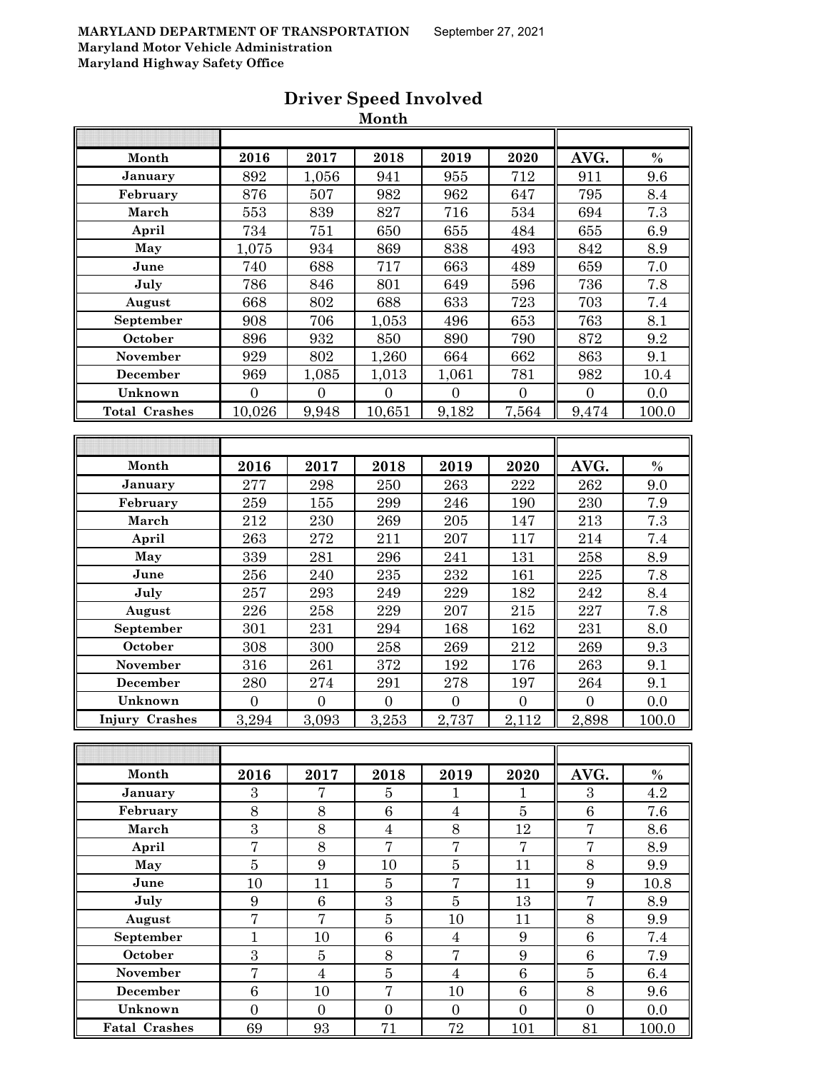MARYLAND DEPARTMENT OF TRANSPORTATION September 27, 2021
Maryland Motor Vehicle Administration
Maryland Highway Safety Office

# Driver Speed Involved

## Month

| Month | 2016 | 2017 | 2018 | 2019 | 2020 | AVG. | % |
|---|---|---|---|---|---|---|---|
| January | 892 | 1,056 | 941 | 955 | 712 | 911 | 9.6 |
| February | 876 | 507 | 982 | 962 | 647 | 795 | 8.4 |
| March | 553 | 839 | 827 | 716 | 534 | 694 | 7.3 |
| April | 734 | 751 | 650 | 655 | 484 | 655 | 6.9 |
| May | 1,075 | 934 | 869 | 838 | 493 | 842 | 8.9 |
| June | 740 | 688 | 717 | 663 | 489 | 659 | 7.0 |
| July | 786 | 846 | 801 | 649 | 596 | 736 | 7.8 |
| August | 668 | 802 | 688 | 633 | 723 | 703 | 7.4 |
| September | 908 | 706 | 1,053 | 496 | 653 | 763 | 8.1 |
| October | 896 | 932 | 850 | 890 | 790 | 872 | 9.2 |
| November | 929 | 802 | 1,260 | 664 | 662 | 863 | 9.1 |
| December | 969 | 1,085 | 1,013 | 1,061 | 781 | 982 | 10.4 |
| Unknown | 0 | 0 | 0 | 0 | 0 | 0 | 0.0 |
| Total Crashes | 10,026 | 9,948 | 10,651 | 9,182 | 7,564 | 9,474 | 100.0 |

| Month | 2016 | 2017 | 2018 | 2019 | 2020 | AVG. | % |
|---|---|---|---|---|---|---|---|
| January | 277 | 298 | 250 | 263 | 222 | 262 | 9.0 |
| February | 259 | 155 | 299 | 246 | 190 | 230 | 7.9 |
| March | 212 | 230 | 269 | 205 | 147 | 213 | 7.3 |
| April | 263 | 272 | 211 | 207 | 117 | 214 | 7.4 |
| May | 339 | 281 | 296 | 241 | 131 | 258 | 8.9 |
| June | 256 | 240 | 235 | 232 | 161 | 225 | 7.8 |
| July | 257 | 293 | 249 | 229 | 182 | 242 | 8.4 |
| August | 226 | 258 | 229 | 207 | 215 | 227 | 7.8 |
| September | 301 | 231 | 294 | 168 | 162 | 231 | 8.0 |
| October | 308 | 300 | 258 | 269 | 212 | 269 | 9.3 |
| November | 316 | 261 | 372 | 192 | 176 | 263 | 9.1 |
| December | 280 | 274 | 291 | 278 | 197 | 264 | 9.1 |
| Unknown | 0 | 0 | 0 | 0 | 0 | 0 | 0.0 |
| Injury Crashes | 3,294 | 3,093 | 3,253 | 2,737 | 2,112 | 2,898 | 100.0 |

| Month | 2016 | 2017 | 2018 | 2019 | 2020 | AVG. | % |
|---|---|---|---|---|---|---|---|
| January | 3 | 7 | 5 | 1 | 1 | 3 | 4.2 |
| February | 8 | 8 | 6 | 4 | 5 | 6 | 7.6 |
| March | 3 | 8 | 4 | 8 | 12 | 7 | 8.6 |
| April | 7 | 8 | 7 | 7 | 7 | 7 | 8.9 |
| May | 5 | 9 | 10 | 5 | 11 | 8 | 9.9 |
| June | 10 | 11 | 5 | 7 | 11 | 9 | 10.8 |
| July | 9 | 6 | 3 | 5 | 13 | 7 | 8.9 |
| August | 7 | 7 | 5 | 10 | 11 | 8 | 9.9 |
| September | 1 | 10 | 6 | 4 | 9 | 6 | 7.4 |
| October | 3 | 5 | 8 | 7 | 9 | 6 | 7.9 |
| November | 7 | 4 | 5 | 4 | 6 | 5 | 6.4 |
| December | 6 | 10 | 7 | 10 | 6 | 8 | 9.6 |
| Unknown | 0 | 0 | 0 | 0 | 0 | 0 | 0.0 |
| Fatal Crashes | 69 | 93 | 71 | 72 | 101 | 81 | 100.0 |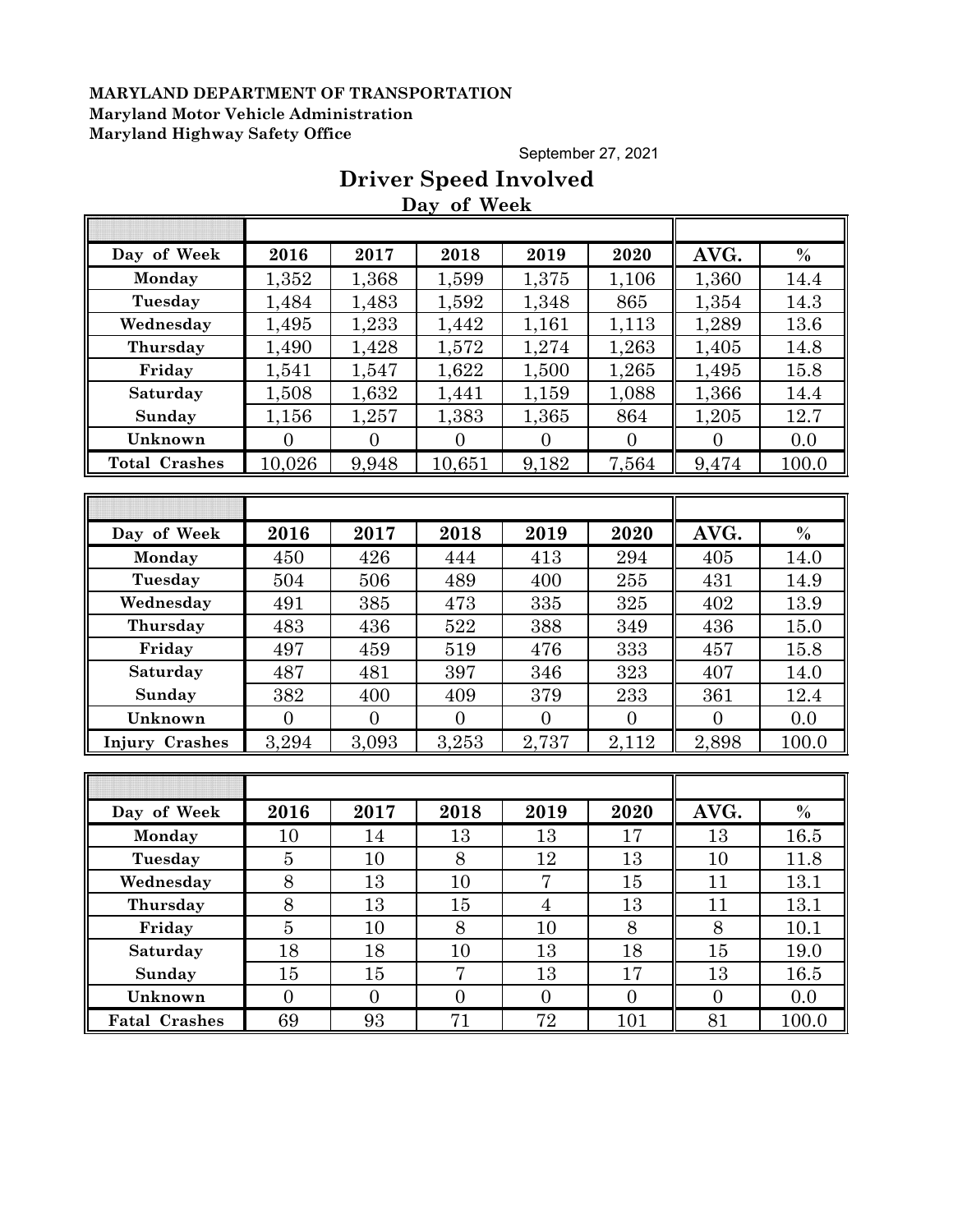**MARYLAND DEPARTMENT OF TRANSPORTATION**
**Maryland Motor Vehicle Administration**
**Maryland Highway Safety Office**

September 27, 2021

# Driver Speed Involved

## Day of Week

| Day of Week | 2016 | 2017 | 2018 | 2019 | 2020 | AVG. | % |
|---|---|---|---|---|---|---|---|
| Monday | 1,352 | 1,368 | 1,599 | 1,375 | 1,106 | 1,360 | 14.4 |
| Tuesday | 1,484 | 1,483 | 1,592 | 1,348 | 865 | 1,354 | 14.3 |
| Wednesday | 1,495 | 1,233 | 1,442 | 1,161 | 1,113 | 1,289 | 13.6 |
| Thursday | 1,490 | 1,428 | 1,572 | 1,274 | 1,263 | 1,405 | 14.8 |
| Friday | 1,541 | 1,547 | 1,622 | 1,500 | 1,265 | 1,495 | 15.8 |
| Saturday | 1,508 | 1,632 | 1,441 | 1,159 | 1,088 | 1,366 | 14.4 |
| Sunday | 1,156 | 1,257 | 1,383 | 1,365 | 864 | 1,205 | 12.7 |
| Unknown | 0 | 0 | 0 | 0 | 0 | 0 | 0.0 |
| Total Crashes | 10,026 | 9,948 | 10,651 | 9,182 | 7,564 | 9,474 | 100.0 |

| Day of Week | 2016 | 2017 | 2018 | 2019 | 2020 | AVG. | % |
|---|---|---|---|---|---|---|---|
| Monday | 450 | 426 | 444 | 413 | 294 | 405 | 14.0 |
| Tuesday | 504 | 506 | 489 | 400 | 255 | 431 | 14.9 |
| Wednesday | 491 | 385 | 473 | 335 | 325 | 402 | 13.9 |
| Thursday | 483 | 436 | 522 | 388 | 349 | 436 | 15.0 |
| Friday | 497 | 459 | 519 | 476 | 333 | 457 | 15.8 |
| Saturday | 487 | 481 | 397 | 346 | 323 | 407 | 14.0 |
| Sunday | 382 | 400 | 409 | 379 | 233 | 361 | 12.4 |
| Unknown | 0 | 0 | 0 | 0 | 0 | 0 | 0.0 |
| Injury Crashes | 3,294 | 3,093 | 3,253 | 2,737 | 2,112 | 2,898 | 100.0 |

| Day of Week | 2016 | 2017 | 2018 | 2019 | 2020 | AVG. | % |
|---|---|---|---|---|---|---|---|
| Monday | 10 | 14 | 13 | 13 | 17 | 13 | 16.5 |
| Tuesday | 5 | 10 | 8 | 12 | 13 | 10 | 11.8 |
| Wednesday | 8 | 13 | 10 | 7 | 15 | 11 | 13.1 |
| Thursday | 8 | 13 | 15 | 4 | 13 | 11 | 13.1 |
| Friday | 5 | 10 | 8 | 10 | 8 | 8 | 10.1 |
| Saturday | 18 | 18 | 10 | 13 | 18 | 15 | 19.0 |
| Sunday | 15 | 15 | 7 | 13 | 17 | 13 | 16.5 |
| Unknown | 0 | 0 | 0 | 0 | 0 | 0 | 0.0 |
| Fatal Crashes | 69 | 93 | 71 | 72 | 101 | 81 | 100.0 |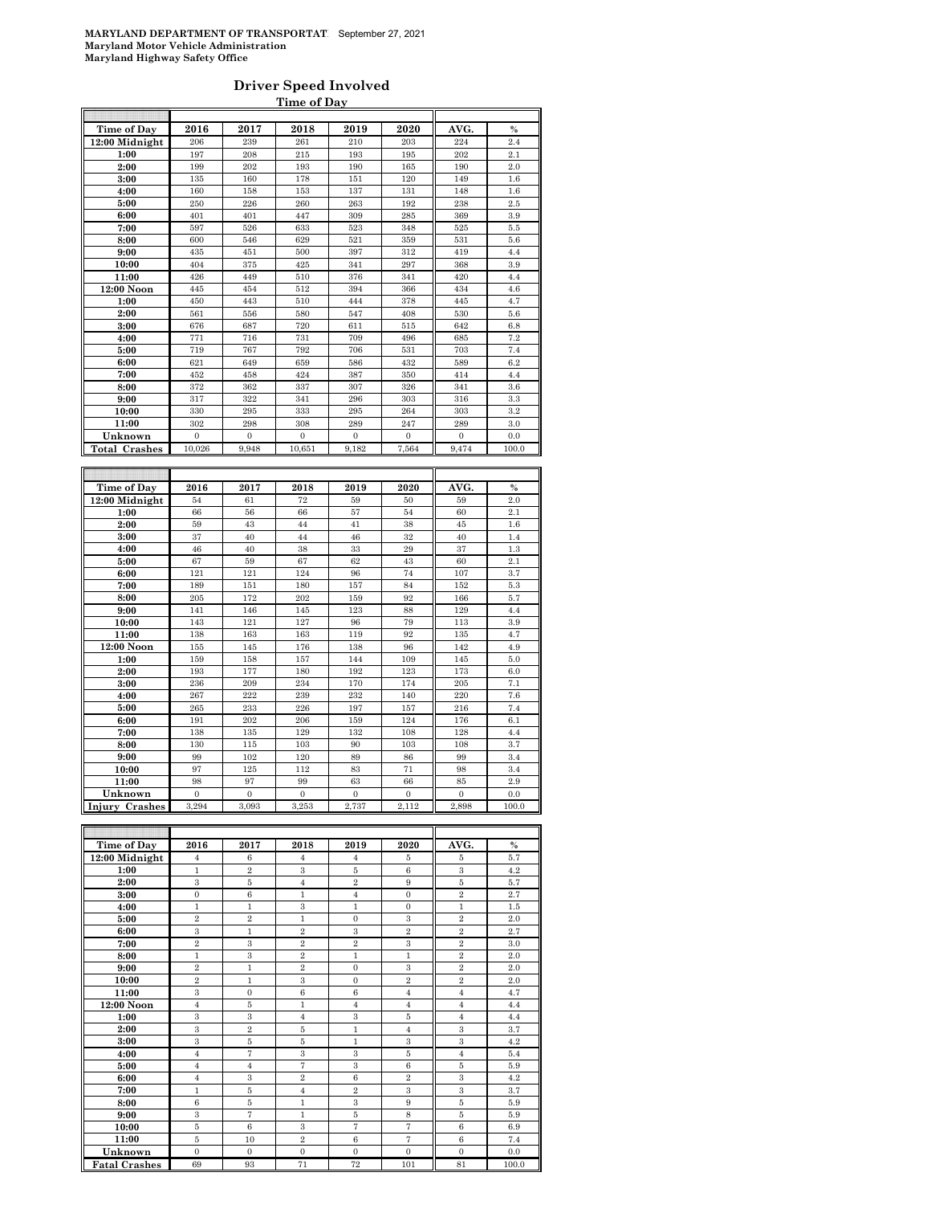MARYLAND DEPARTMENT OF TRANSPORTATION — September 27, 2021
Maryland Motor Vehicle Administration
Maryland Highway Safety Office

## Driver Speed Involved

### Time of Day

| Time of Day | 2016 | 2017 | 2018 | 2019 | 2020 | AVG. | % |
|---|---|---|---|---|---|---|---|
| 12:00 Midnight | 206 | 239 | 261 | 210 | 203 | 224 | 2.4 |
| 1:00 | 197 | 208 | 215 | 193 | 195 | 202 | 2.1 |
| 2:00 | 199 | 202 | 193 | 190 | 165 | 190 | 2.0 |
| 3:00 | 135 | 160 | 178 | 151 | 120 | 149 | 1.6 |
| 4:00 | 160 | 158 | 153 | 137 | 131 | 148 | 1.6 |
| 5:00 | 250 | 226 | 260 | 263 | 192 | 238 | 2.5 |
| 6:00 | 401 | 401 | 447 | 309 | 285 | 369 | 3.9 |
| 7:00 | 597 | 526 | 633 | 523 | 348 | 525 | 5.5 |
| 8:00 | 600 | 546 | 629 | 521 | 359 | 531 | 5.6 |
| 9:00 | 435 | 451 | 500 | 397 | 312 | 419 | 4.4 |
| 10:00 | 404 | 375 | 425 | 341 | 297 | 368 | 3.9 |
| 11:00 | 426 | 449 | 510 | 376 | 341 | 420 | 4.4 |
| 12:00 Noon | 445 | 454 | 512 | 394 | 366 | 434 | 4.6 |
| 1:00 | 450 | 443 | 510 | 444 | 378 | 445 | 4.7 |
| 2:00 | 561 | 556 | 580 | 547 | 408 | 530 | 5.6 |
| 3:00 | 676 | 687 | 720 | 611 | 515 | 642 | 6.8 |
| 4:00 | 771 | 716 | 731 | 709 | 496 | 685 | 7.2 |
| 5:00 | 719 | 767 | 792 | 706 | 531 | 703 | 7.4 |
| 6:00 | 621 | 649 | 659 | 586 | 432 | 589 | 6.2 |
| 7:00 | 452 | 458 | 424 | 387 | 350 | 414 | 4.4 |
| 8:00 | 372 | 362 | 337 | 307 | 326 | 341 | 3.6 |
| 9:00 | 317 | 322 | 341 | 296 | 303 | 316 | 3.3 |
| 10:00 | 330 | 295 | 333 | 295 | 264 | 303 | 3.2 |
| 11:00 | 302 | 298 | 308 | 289 | 247 | 289 | 3.0 |
| Unknown | 0 | 0 | 0 | 0 | 0 | 0 | 0.0 |
| **Total Crashes** | 10,026 | 9,948 | 10,651 | 9,182 | 7,564 | 9,474 | 100.0 |

| Time of Day | 2016 | 2017 | 2018 | 2019 | 2020 | AVG. | % |
|---|---|---|---|---|---|---|---|
| 12:00 Midnight | 54 | 61 | 72 | 59 | 50 | 59 | 2.0 |
| 1:00 | 66 | 56 | 66 | 57 | 54 | 60 | 2.1 |
| 2:00 | 59 | 43 | 44 | 41 | 38 | 45 | 1.6 |
| 3:00 | 37 | 40 | 44 | 46 | 32 | 40 | 1.4 |
| 4:00 | 46 | 40 | 38 | 33 | 29 | 37 | 1.3 |
| 5:00 | 67 | 59 | 67 | 62 | 43 | 60 | 2.1 |
| 6:00 | 121 | 121 | 124 | 96 | 74 | 107 | 3.7 |
| 7:00 | 189 | 151 | 180 | 157 | 84 | 152 | 5.3 |
| 8:00 | 205 | 172 | 202 | 159 | 92 | 166 | 5.7 |
| 9:00 | 141 | 146 | 145 | 123 | 88 | 129 | 4.4 |
| 10:00 | 143 | 121 | 127 | 96 | 79 | 113 | 3.9 |
| 11:00 | 138 | 163 | 163 | 119 | 92 | 135 | 4.7 |
| 12:00 Noon | 155 | 145 | 176 | 138 | 96 | 142 | 4.9 |
| 1:00 | 159 | 158 | 157 | 144 | 109 | 145 | 5.0 |
| 2:00 | 193 | 177 | 180 | 192 | 123 | 173 | 6.0 |
| 3:00 | 236 | 209 | 234 | 170 | 174 | 205 | 7.1 |
| 4:00 | 267 | 222 | 239 | 232 | 140 | 220 | 7.6 |
| 5:00 | 265 | 233 | 226 | 197 | 157 | 216 | 7.4 |
| 6:00 | 191 | 202 | 206 | 159 | 124 | 176 | 6.1 |
| 7:00 | 138 | 135 | 129 | 132 | 108 | 128 | 4.4 |
| 8:00 | 130 | 115 | 103 | 90 | 103 | 108 | 3.7 |
| 9:00 | 99 | 102 | 120 | 89 | 86 | 99 | 3.4 |
| 10:00 | 97 | 125 | 112 | 83 | 71 | 98 | 3.4 |
| 11:00 | 98 | 97 | 99 | 63 | 66 | 85 | 2.9 |
| Unknown | 0 | 0 | 0 | 0 | 0 | 0 | 0.0 |
| **Injury Crashes** | 3,294 | 3,093 | 3,253 | 2,737 | 2,112 | 2,898 | 100.0 |

| Time of Day | 2016 | 2017 | 2018 | 2019 | 2020 | AVG. | % |
|---|---|---|---|---|---|---|---|
| 12:00 Midnight | 4 | 6 | 4 | 4 | 5 | 5 | 5.7 |
| 1:00 | 1 | 2 | 3 | 5 | 6 | 3 | 4.2 |
| 2:00 | 3 | 5 | 4 | 2 | 9 | 5 | 5.7 |
| 3:00 | 0 | 6 | 1 | 4 | 0 | 2 | 2.7 |
| 4:00 | 1 | 1 | 3 | 1 | 0 | 1 | 1.5 |
| 5:00 | 2 | 2 | 1 | 0 | 3 | 2 | 2.0 |
| 6:00 | 3 | 1 | 2 | 3 | 2 | 2 | 2.7 |
| 7:00 | 2 | 3 | 2 | 2 | 3 | 2 | 3.0 |
| 8:00 | 1 | 3 | 2 | 1 | 1 | 2 | 2.0 |
| 9:00 | 2 | 1 | 2 | 0 | 3 | 2 | 2.0 |
| 10:00 | 2 | 1 | 3 | 0 | 2 | 2 | 2.0 |
| 11:00 | 3 | 0 | 6 | 6 | 4 | 4 | 4.7 |
| 12:00 Noon | 4 | 5 | 1 | 4 | 4 | 4 | 4.4 |
| 1:00 | 3 | 3 | 4 | 3 | 5 | 4 | 4.4 |
| 2:00 | 3 | 2 | 5 | 1 | 4 | 3 | 3.7 |
| 3:00 | 3 | 5 | 5 | 1 | 3 | 3 | 4.2 |
| 4:00 | 4 | 7 | 3 | 3 | 5 | 4 | 5.4 |
| 5:00 | 4 | 4 | 7 | 3 | 6 | 5 | 5.9 |
| 6:00 | 4 | 3 | 2 | 6 | 2 | 3 | 4.2 |
| 7:00 | 1 | 5 | 4 | 2 | 3 | 3 | 3.7 |
| 8:00 | 6 | 5 | 1 | 3 | 9 | 5 | 5.9 |
| 9:00 | 3 | 7 | 1 | 5 | 8 | 5 | 5.9 |
| 10:00 | 5 | 6 | 3 | 7 | 7 | 6 | 6.9 |
| 11:00 | 5 | 10 | 2 | 6 | 7 | 6 | 7.4 |
| Unknown | 0 | 0 | 0 | 0 | 0 | 0 | 0.0 |
| **Fatal Crashes** | 69 | 93 | 71 | 72 | 101 | 81 | 100.0 |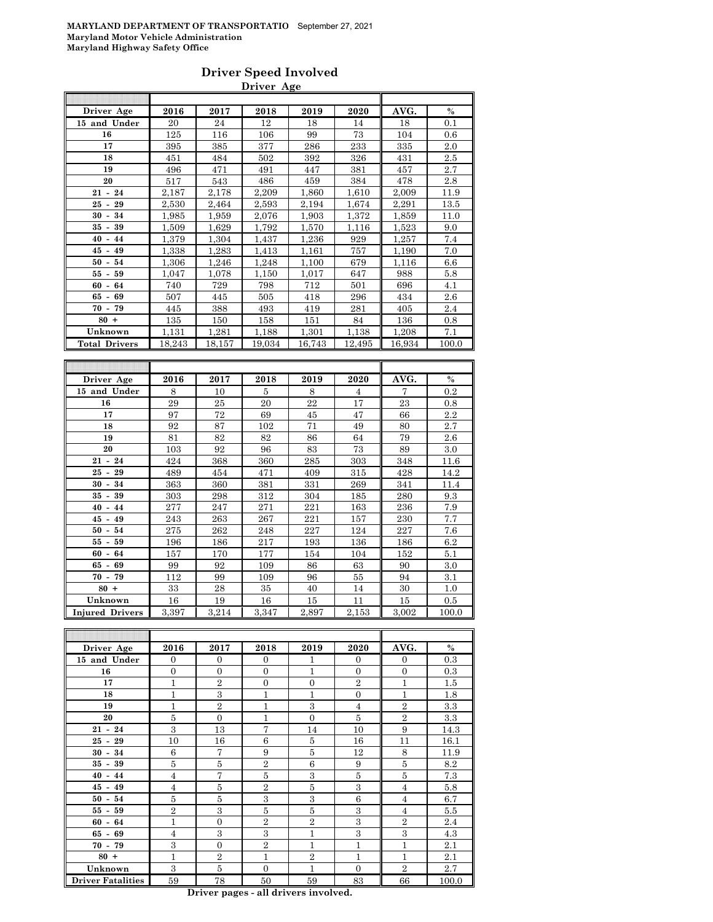**MARYLAND DEPARTMENT OF TRANSPORTATIO** September 27, 2021
**Maryland Motor Vehicle Administration**
**Maryland Highway Safety Office**

# Driver Speed Involved

## Driver Age

| Driver Age | 2016 | 2017 | 2018 | 2019 | 2020 | AVG. | % |
|---|---|---|---|---|---|---|---|
| 15 and Under | 20 | 24 | 12 | 18 | 14 | 18 | 0.1 |
| 16 | 125 | 116 | 106 | 99 | 73 | 104 | 0.6 |
| 17 | 395 | 385 | 377 | 286 | 233 | 335 | 2.0 |
| 18 | 451 | 484 | 502 | 392 | 326 | 431 | 2.5 |
| 19 | 496 | 471 | 491 | 447 | 381 | 457 | 2.7 |
| 20 | 517 | 543 | 486 | 459 | 384 | 478 | 2.8 |
| 21 - 24 | 2,187 | 2,178 | 2,209 | 1,860 | 1,610 | 2,009 | 11.9 |
| 25 - 29 | 2,530 | 2,464 | 2,593 | 2,194 | 1,674 | 2,291 | 13.5 |
| 30 - 34 | 1,985 | 1,959 | 2,076 | 1,903 | 1,372 | 1,859 | 11.0 |
| 35 - 39 | 1,509 | 1,629 | 1,792 | 1,570 | 1,116 | 1,523 | 9.0 |
| 40 - 44 | 1,379 | 1,304 | 1,437 | 1,236 | 929 | 1,257 | 7.4 |
| 45 - 49 | 1,338 | 1,283 | 1,413 | 1,161 | 757 | 1,190 | 7.0 |
| 50 - 54 | 1,306 | 1,246 | 1,248 | 1,100 | 679 | 1,116 | 6.6 |
| 55 - 59 | 1,047 | 1,078 | 1,150 | 1,017 | 647 | 988 | 5.8 |
| 60 - 64 | 740 | 729 | 798 | 712 | 501 | 696 | 4.1 |
| 65 - 69 | 507 | 445 | 505 | 418 | 296 | 434 | 2.6 |
| 70 - 79 | 445 | 388 | 493 | 419 | 281 | 405 | 2.4 |
| 80 + | 135 | 150 | 158 | 151 | 84 | 136 | 0.8 |
| Unknown | 1,131 | 1,281 | 1,188 | 1,301 | 1,138 | 1,208 | 7.1 |
| Total Drivers | 18,243 | 18,157 | 19,034 | 16,743 | 12,495 | 16,934 | 100.0 |

| Driver Age | 2016 | 2017 | 2018 | 2019 | 2020 | AVG. | % |
|---|---|---|---|---|---|---|---|
| 15 and Under | 8 | 10 | 5 | 8 | 4 | 7 | 0.2 |
| 16 | 29 | 25 | 20 | 22 | 17 | 23 | 0.8 |
| 17 | 97 | 72 | 69 | 45 | 47 | 66 | 2.2 |
| 18 | 92 | 87 | 102 | 71 | 49 | 80 | 2.7 |
| 19 | 81 | 82 | 82 | 86 | 64 | 79 | 2.6 |
| 20 | 103 | 92 | 96 | 83 | 73 | 89 | 3.0 |
| 21 - 24 | 424 | 368 | 360 | 285 | 303 | 348 | 11.6 |
| 25 - 29 | 489 | 454 | 471 | 409 | 315 | 428 | 14.2 |
| 30 - 34 | 363 | 360 | 381 | 331 | 269 | 341 | 11.4 |
| 35 - 39 | 303 | 298 | 312 | 304 | 185 | 280 | 9.3 |
| 40 - 44 | 277 | 247 | 271 | 221 | 163 | 236 | 7.9 |
| 45 - 49 | 243 | 263 | 267 | 221 | 157 | 230 | 7.7 |
| 50 - 54 | 275 | 262 | 248 | 227 | 124 | 227 | 7.6 |
| 55 - 59 | 196 | 186 | 217 | 193 | 136 | 186 | 6.2 |
| 60 - 64 | 157 | 170 | 177 | 154 | 104 | 152 | 5.1 |
| 65 - 69 | 99 | 92 | 109 | 86 | 63 | 90 | 3.0 |
| 70 - 79 | 112 | 99 | 109 | 96 | 55 | 94 | 3.1 |
| 80 + | 33 | 28 | 35 | 40 | 14 | 30 | 1.0 |
| Unknown | 16 | 19 | 16 | 15 | 11 | 15 | 0.5 |
| Injured Drivers | 3,397 | 3,214 | 3,347 | 2,897 | 2,153 | 3,002 | 100.0 |

| Driver Age | 2016 | 2017 | 2018 | 2019 | 2020 | AVG. | % |
|---|---|---|---|---|---|---|---|
| 15 and Under | 0 | 0 | 0 | 1 | 0 | 0 | 0.3 |
| 16 | 0 | 0 | 0 | 1 | 0 | 0 | 0.3 |
| 17 | 1 | 2 | 0 | 0 | 2 | 1 | 1.5 |
| 18 | 1 | 3 | 1 | 1 | 0 | 1 | 1.8 |
| 19 | 1 | 2 | 1 | 3 | 4 | 2 | 3.3 |
| 20 | 5 | 0 | 1 | 0 | 5 | 2 | 3.3 |
| 21 - 24 | 3 | 13 | 7 | 14 | 10 | 9 | 14.3 |
| 25 - 29 | 10 | 16 | 6 | 5 | 16 | 11 | 16.1 |
| 30 - 34 | 6 | 7 | 9 | 5 | 12 | 8 | 11.9 |
| 35 - 39 | 5 | 5 | 2 | 6 | 9 | 5 | 8.2 |
| 40 - 44 | 4 | 7 | 5 | 3 | 5 | 5 | 7.3 |
| 45 - 49 | 4 | 5 | 2 | 5 | 3 | 4 | 5.8 |
| 50 - 54 | 5 | 5 | 3 | 3 | 6 | 4 | 6.7 |
| 55 - 59 | 2 | 3 | 5 | 5 | 3 | 4 | 5.5 |
| 60 - 64 | 1 | 0 | 2 | 2 | 3 | 2 | 2.4 |
| 65 - 69 | 4 | 3 | 3 | 1 | 3 | 3 | 4.3 |
| 70 - 79 | 3 | 0 | 2 | 1 | 1 | 1 | 2.1 |
| 80 + | 1 | 2 | 1 | 2 | 1 | 1 | 2.1 |
| Unknown | 3 | 5 | 0 | 1 | 0 | 2 | 2.7 |
| Driver Fatalities | 59 | 78 | 50 | 59 | 83 | 66 | 100.0 |

**Driver pages - all drivers involved.**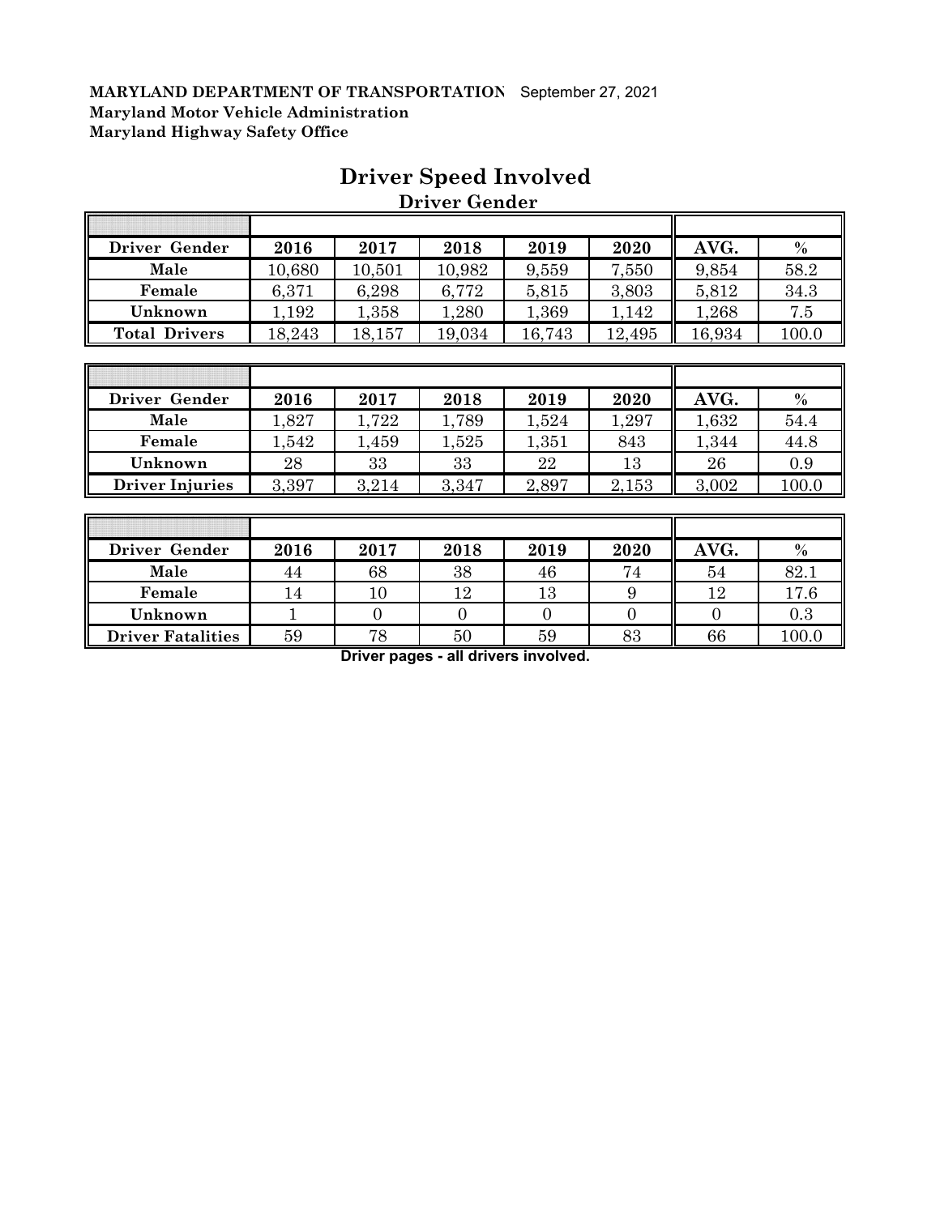**MARYLAND DEPARTMENT OF TRANSPORTATION** September 27, 2021
**Maryland Motor Vehicle Administration**
**Maryland Highway Safety Office**

# Driver Speed Involved

## Driver Gender

| Driver Gender | 2016 | 2017 | 2018 | 2019 | 2020 | AVG. | % |
|---|---|---|---|---|---|---|---|
| Male | 10,680 | 10,501 | 10,982 | 9,559 | 7,550 | 9,854 | 58.2 |
| Female | 6,371 | 6,298 | 6,772 | 5,815 | 3,803 | 5,812 | 34.3 |
| Unknown | 1,192 | 1,358 | 1,280 | 1,369 | 1,142 | 1,268 | 7.5 |
| Total Drivers | 18,243 | 18,157 | 19,034 | 16,743 | 12,495 | 16,934 | 100.0 |

| Driver Gender | 2016 | 2017 | 2018 | 2019 | 2020 | AVG. | % |
|---|---|---|---|---|---|---|---|
| Male | 1,827 | 1,722 | 1,789 | 1,524 | 1,297 | 1,632 | 54.4 |
| Female | 1,542 | 1,459 | 1,525 | 1,351 | 843 | 1,344 | 44.8 |
| Unknown | 28 | 33 | 33 | 22 | 13 | 26 | 0.9 |
| Driver Injuries | 3,397 | 3,214 | 3,347 | 2,897 | 2,153 | 3,002 | 100.0 |

| Driver Gender | 2016 | 2017 | 2018 | 2019 | 2020 | AVG. | % |
|---|---|---|---|---|---|---|---|
| Male | 44 | 68 | 38 | 46 | 74 | 54 | 82.1 |
| Female | 14 | 10 | 12 | 13 | 9 | 12 | 17.6 |
| Unknown | 1 | 0 | 0 | 0 | 0 | 0 | 0.3 |
| Driver Fatalities | 59 | 78 | 50 | 59 | 83 | 66 | 100.0 |

**Driver pages - all drivers involved.**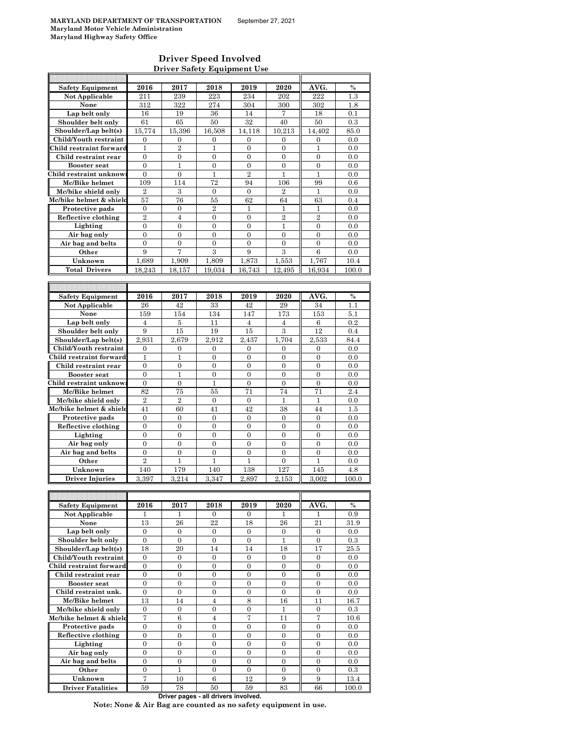**MARYLAND DEPARTMENT OF TRANSPORTATION** September 27, 2021
**Maryland Motor Vehicle Administration**
**Maryland Highway Safety Office**

# Driver Speed Involved

## Driver Safety Equipment Use

| Safety Equipment | 2016 | 2017 | 2018 | 2019 | 2020 | AVG. | % |
|---|---|---|---|---|---|---|---|
| Not Applicable | 211 | 239 | 223 | 234 | 202 | 222 | 1.3 |
| None | 312 | 322 | 274 | 304 | 300 | 302 | 1.8 |
| Lap belt only | 16 | 19 | 36 | 14 | 7 | 18 | 0.1 |
| Shoulder belt only | 61 | 65 | 50 | 32 | 40 | 50 | 0.3 |
| Shoulder/Lap belt(s) | 15,774 | 15,396 | 16,508 | 14,118 | 10,213 | 14,402 | 85.0 |
| Child/Youth restraint | 0 | 0 | 0 | 0 | 0 | 0 | 0.0 |
| Child restraint forward | 1 | 2 | 1 | 0 | 0 | 1 | 0.0 |
| Child restraint rear | 0 | 0 | 0 | 0 | 0 | 0 | 0.0 |
| Booster seat | 0 | 1 | 0 | 0 | 0 | 0 | 0.0 |
| Child restraint unknown | 0 | 0 | 1 | 2 | 1 | 1 | 0.0 |
| Mc/Bike helmet | 109 | 114 | 72 | 94 | 106 | 99 | 0.6 |
| Mc/bike shield only | 2 | 3 | 0 | 0 | 2 | 1 | 0.0 |
| Mc/bike helmet & shield | 57 | 76 | 55 | 62 | 64 | 63 | 0.4 |
| Protective pads | 0 | 0 | 2 | 1 | 1 | 1 | 0.0 |
| Reflective clothing | 2 | 4 | 0 | 0 | 2 | 2 | 0.0 |
| Lighting | 0 | 0 | 0 | 0 | 1 | 0 | 0.0 |
| Air bag only | 0 | 0 | 0 | 0 | 0 | 0 | 0.0 |
| Air bag and belts | 0 | 0 | 0 | 0 | 0 | 0 | 0.0 |
| Other | 9 | 7 | 3 | 9 | 3 | 6 | 0.0 |
| Unknown | 1,689 | 1,909 | 1,809 | 1,873 | 1,553 | 1,767 | 10.4 |
| Total Drivers | 18,243 | 18,157 | 19,034 | 16,743 | 12,495 | 16,934 | 100.0 |

| Safety Equipment | 2016 | 2017 | 2018 | 2019 | 2020 | AVG. | % |
|---|---|---|---|---|---|---|---|
| Not Applicable | 26 | 42 | 33 | 42 | 29 | 34 | 1.1 |
| None | 159 | 154 | 134 | 147 | 173 | 153 | 5.1 |
| Lap belt only | 4 | 5 | 11 | 4 | 4 | 6 | 0.2 |
| Shoulder belt only | 9 | 15 | 19 | 15 | 3 | 12 | 0.4 |
| Shoulder/Lap belt(s) | 2,931 | 2,679 | 2,912 | 2,437 | 1,704 | 2,533 | 84.4 |
| Child/Youth restraint | 0 | 0 | 0 | 0 | 0 | 0 | 0.0 |
| Child restraint forward | 1 | 1 | 0 | 0 | 0 | 0 | 0.0 |
| Child restraint rear | 0 | 0 | 0 | 0 | 0 | 0 | 0.0 |
| Booster seat | 0 | 1 | 0 | 0 | 0 | 0 | 0.0 |
| Child restraint unknown | 0 | 0 | 1 | 0 | 0 | 0 | 0.0 |
| Mc/Bike helmet | 82 | 75 | 55 | 71 | 74 | 71 | 2.4 |
| Mc/bike shield only | 2 | 2 | 0 | 0 | 1 | 1 | 0.0 |
| Mc/bike helmet & shield | 41 | 60 | 41 | 42 | 38 | 44 | 1.5 |
| Protective pads | 0 | 0 | 0 | 0 | 0 | 0 | 0.0 |
| Reflective clothing | 0 | 0 | 0 | 0 | 0 | 0 | 0.0 |
| Lighting | 0 | 0 | 0 | 0 | 0 | 0 | 0.0 |
| Air bag only | 0 | 0 | 0 | 0 | 0 | 0 | 0.0 |
| Air bag and belts | 0 | 0 | 0 | 0 | 0 | 0 | 0.0 |
| Other | 2 | 1 | 1 | 1 | 0 | 1 | 0.0 |
| Unknown | 140 | 179 | 140 | 138 | 127 | 145 | 4.8 |
| Driver Injuries | 3,397 | 3,214 | 3,347 | 2,897 | 2,153 | 3,002 | 100.0 |

| Safety Equipment | 2016 | 2017 | 2018 | 2019 | 2020 | AVG. | % |
|---|---|---|---|---|---|---|---|
| Not Applicable | 1 | 1 | 0 | 0 | 1 | 1 | 0.9 |
| None | 13 | 26 | 22 | 18 | 26 | 21 | 31.9 |
| Lap belt only | 0 | 0 | 0 | 0 | 0 | 0 | 0.0 |
| Shoulder belt only | 0 | 0 | 0 | 0 | 1 | 0 | 0.3 |
| Shoulder/Lap belt(s) | 18 | 20 | 14 | 14 | 18 | 17 | 25.5 |
| Child/Youth restraint | 0 | 0 | 0 | 0 | 0 | 0 | 0.0 |
| Child restraint forward | 0 | 0 | 0 | 0 | 0 | 0 | 0.0 |
| Child restraint rear | 0 | 0 | 0 | 0 | 0 | 0 | 0.0 |
| Booster seat | 0 | 0 | 0 | 0 | 0 | 0 | 0.0 |
| Child restraint unk. | 0 | 0 | 0 | 0 | 0 | 0 | 0.0 |
| Mc/Bike helmet | 13 | 14 | 4 | 8 | 16 | 11 | 16.7 |
| Mc/bike shield only | 0 | 0 | 0 | 0 | 1 | 0 | 0.3 |
| Mc/bike helmet & shield | 7 | 6 | 4 | 7 | 11 | 7 | 10.6 |
| Protective pads | 0 | 0 | 0 | 0 | 0 | 0 | 0.0 |
| Reflective clothing | 0 | 0 | 0 | 0 | 0 | 0 | 0.0 |
| Lighting | 0 | 0 | 0 | 0 | 0 | 0 | 0.0 |
| Air bag only | 0 | 0 | 0 | 0 | 0 | 0 | 0.0 |
| Air bag and belts | 0 | 0 | 0 | 0 | 0 | 0 | 0.0 |
| Other | 0 | 1 | 0 | 0 | 0 | 0 | 0.3 |
| Unknown | 7 | 10 | 6 | 12 | 9 | 9 | 13.4 |
| Driver Fatalities | 59 | 78 | 50 | 59 | 83 | 66 | 100.0 |

**Driver pages - all drivers involved.**

**Note: None & Air Bag are counted as no safety equipment in use.**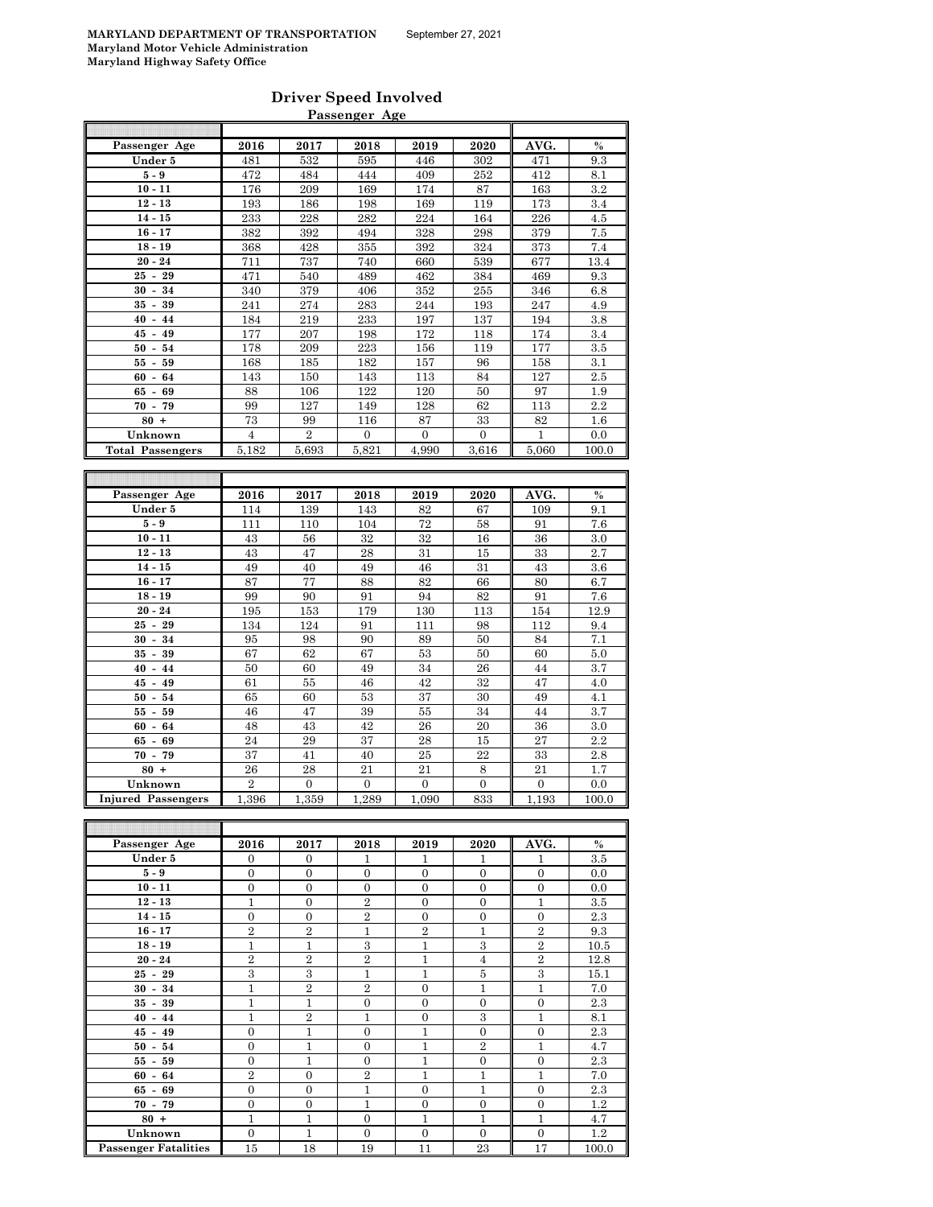MARYLAND DEPARTMENT OF TRANSPORTATION September 27, 2021
Maryland Motor Vehicle Administration
Maryland Highway Safety Office

## Driver Speed Involved

### Passenger Age

| Passenger Age | 2016 | 2017 | 2018 | 2019 | 2020 | AVG. | % |
|---|---|---|---|---|---|---|---|
| Under 5 | 481 | 532 | 595 | 446 | 302 | 471 | 9.3 |
| 5 - 9 | 472 | 484 | 444 | 409 | 252 | 412 | 8.1 |
| 10 - 11 | 176 | 209 | 169 | 174 | 87 | 163 | 3.2 |
| 12 - 13 | 193 | 186 | 198 | 169 | 119 | 173 | 3.4 |
| 14 - 15 | 233 | 228 | 282 | 224 | 164 | 226 | 4.5 |
| 16 - 17 | 382 | 392 | 494 | 328 | 298 | 379 | 7.5 |
| 18 - 19 | 368 | 428 | 355 | 392 | 324 | 373 | 7.4 |
| 20 - 24 | 711 | 737 | 740 | 660 | 539 | 677 | 13.4 |
| 25 - 29 | 471 | 540 | 489 | 462 | 384 | 469 | 9.3 |
| 30 - 34 | 340 | 379 | 406 | 352 | 255 | 346 | 6.8 |
| 35 - 39 | 241 | 274 | 283 | 244 | 193 | 247 | 4.9 |
| 40 - 44 | 184 | 219 | 233 | 197 | 137 | 194 | 3.8 |
| 45 - 49 | 177 | 207 | 198 | 172 | 118 | 174 | 3.4 |
| 50 - 54 | 178 | 209 | 223 | 156 | 119 | 177 | 3.5 |
| 55 - 59 | 168 | 185 | 182 | 157 | 96 | 158 | 3.1 |
| 60 - 64 | 143 | 150 | 143 | 113 | 84 | 127 | 2.5 |
| 65 - 69 | 88 | 106 | 122 | 120 | 50 | 97 | 1.9 |
| 70 - 79 | 99 | 127 | 149 | 128 | 62 | 113 | 2.2 |
| 80 + | 73 | 99 | 116 | 87 | 33 | 82 | 1.6 |
| Unknown | 4 | 2 | 0 | 0 | 0 | 1 | 0.0 |
| Total Passengers | 5,182 | 5,693 | 5,821 | 4,990 | 3,616 | 5,060 | 100.0 |

| Passenger Age | 2016 | 2017 | 2018 | 2019 | 2020 | AVG. | % |
|---|---|---|---|---|---|---|---|
| Under 5 | 114 | 139 | 143 | 82 | 67 | 109 | 9.1 |
| 5 - 9 | 111 | 110 | 104 | 72 | 58 | 91 | 7.6 |
| 10 - 11 | 43 | 56 | 32 | 32 | 16 | 36 | 3.0 |
| 12 - 13 | 43 | 47 | 28 | 31 | 15 | 33 | 2.7 |
| 14 - 15 | 49 | 40 | 49 | 46 | 31 | 43 | 3.6 |
| 16 - 17 | 87 | 77 | 88 | 82 | 66 | 80 | 6.7 |
| 18 - 19 | 99 | 90 | 91 | 94 | 82 | 91 | 7.6 |
| 20 - 24 | 195 | 153 | 179 | 130 | 113 | 154 | 12.9 |
| 25 - 29 | 134 | 124 | 91 | 111 | 98 | 112 | 9.4 |
| 30 - 34 | 95 | 98 | 90 | 89 | 50 | 84 | 7.1 |
| 35 - 39 | 67 | 62 | 67 | 53 | 50 | 60 | 5.0 |
| 40 - 44 | 50 | 60 | 49 | 34 | 26 | 44 | 3.7 |
| 45 - 49 | 61 | 55 | 46 | 42 | 32 | 47 | 4.0 |
| 50 - 54 | 65 | 60 | 53 | 37 | 30 | 49 | 4.1 |
| 55 - 59 | 46 | 47 | 39 | 55 | 34 | 44 | 3.7 |
| 60 - 64 | 48 | 43 | 42 | 26 | 20 | 36 | 3.0 |
| 65 - 69 | 24 | 29 | 37 | 28 | 15 | 27 | 2.2 |
| 70 - 79 | 37 | 41 | 40 | 25 | 22 | 33 | 2.8 |
| 80 + | 26 | 28 | 21 | 21 | 8 | 21 | 1.7 |
| Unknown | 2 | 0 | 0 | 0 | 0 | 0 | 0.0 |
| Injured Passengers | 1,396 | 1,359 | 1,289 | 1,090 | 833 | 1,193 | 100.0 |

| Passenger Age | 2016 | 2017 | 2018 | 2019 | 2020 | AVG. | % |
|---|---|---|---|---|---|---|---|
| Under 5 | 0 | 0 | 1 | 1 | 1 | 1 | 3.5 |
| 5 - 9 | 0 | 0 | 0 | 0 | 0 | 0 | 0.0 |
| 10 - 11 | 0 | 0 | 0 | 0 | 0 | 0 | 0.0 |
| 12 - 13 | 1 | 0 | 2 | 0 | 0 | 1 | 3.5 |
| 14 - 15 | 0 | 0 | 2 | 0 | 0 | 0 | 2.3 |
| 16 - 17 | 2 | 2 | 1 | 2 | 1 | 2 | 9.3 |
| 18 - 19 | 1 | 1 | 3 | 1 | 3 | 2 | 10.5 |
| 20 - 24 | 2 | 2 | 2 | 1 | 4 | 2 | 12.8 |
| 25 - 29 | 3 | 3 | 1 | 1 | 5 | 3 | 15.1 |
| 30 - 34 | 1 | 2 | 2 | 0 | 1 | 1 | 7.0 |
| 35 - 39 | 1 | 1 | 0 | 0 | 0 | 0 | 2.3 |
| 40 - 44 | 1 | 2 | 1 | 0 | 3 | 1 | 8.1 |
| 45 - 49 | 0 | 1 | 0 | 1 | 0 | 0 | 2.3 |
| 50 - 54 | 0 | 1 | 0 | 1 | 2 | 1 | 4.7 |
| 55 - 59 | 0 | 1 | 0 | 1 | 0 | 0 | 2.3 |
| 60 - 64 | 2 | 0 | 2 | 1 | 1 | 1 | 7.0 |
| 65 - 69 | 0 | 0 | 1 | 0 | 1 | 0 | 2.3 |
| 70 - 79 | 0 | 0 | 1 | 0 | 0 | 0 | 1.2 |
| 80 + | 1 | 1 | 0 | 1 | 1 | 1 | 4.7 |
| Unknown | 0 | 1 | 0 | 0 | 0 | 0 | 1.2 |
| Passenger Fatalities | 15 | 18 | 19 | 11 | 23 | 17 | 100.0 |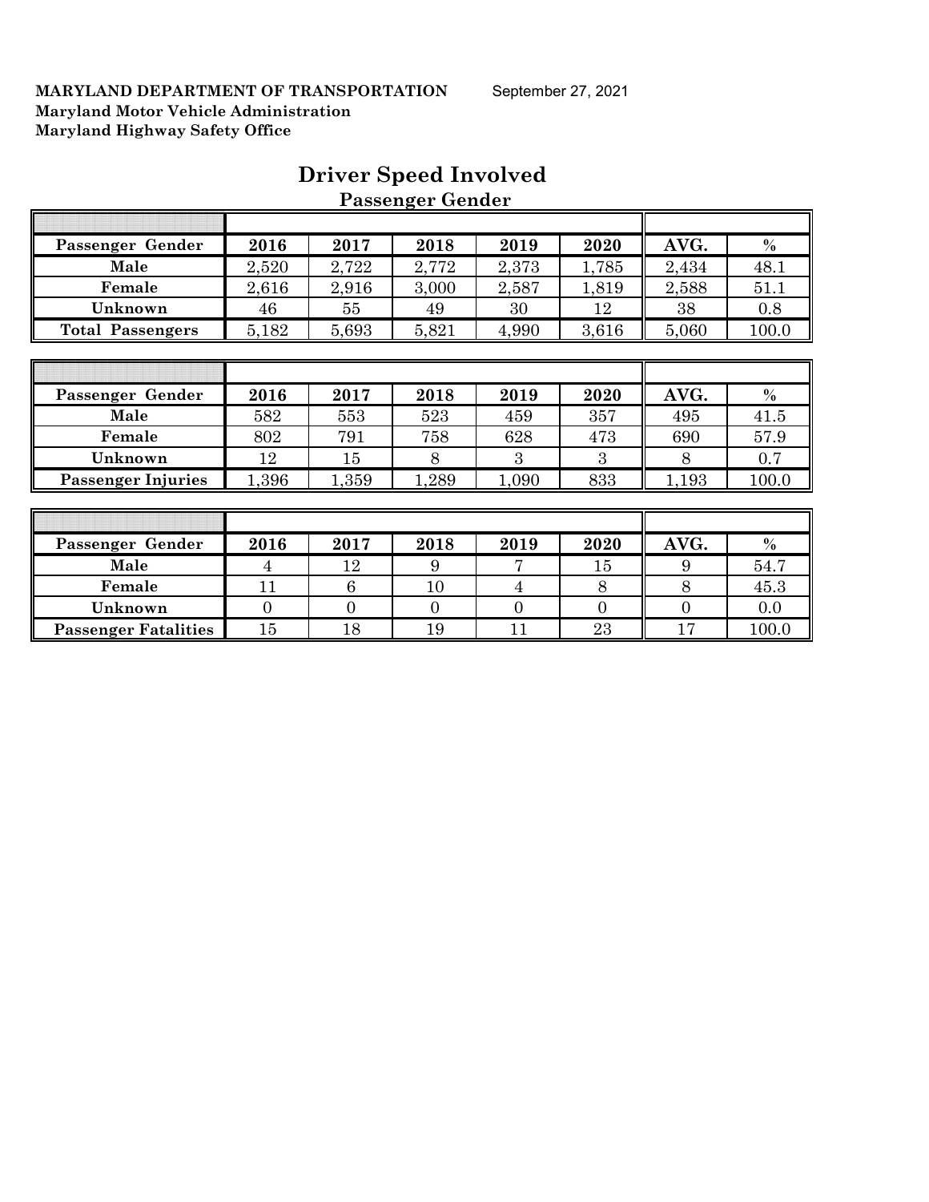**MARYLAND DEPARTMENT OF TRANSPORTATION** September 27, 2021
**Maryland Motor Vehicle Administration**
**Maryland Highway Safety Office**

# Driver Speed Involved

## Passenger Gender

| Passenger Gender | 2016 | 2017 | 2018 | 2019 | 2020 | AVG. | % |
|---|---|---|---|---|---|---|---|
| Male | 2,520 | 2,722 | 2,772 | 2,373 | 1,785 | 2,434 | 48.1 |
| Female | 2,616 | 2,916 | 3,000 | 2,587 | 1,819 | 2,588 | 51.1 |
| Unknown | 46 | 55 | 49 | 30 | 12 | 38 | 0.8 |
| Total Passengers | 5,182 | 5,693 | 5,821 | 4,990 | 3,616 | 5,060 | 100.0 |

| Passenger Gender | 2016 | 2017 | 2018 | 2019 | 2020 | AVG. | % |
|---|---|---|---|---|---|---|---|
| Male | 582 | 553 | 523 | 459 | 357 | 495 | 41.5 |
| Female | 802 | 791 | 758 | 628 | 473 | 690 | 57.9 |
| Unknown | 12 | 15 | 8 | 3 | 3 | 8 | 0.7 |
| Passenger Injuries | 1,396 | 1,359 | 1,289 | 1,090 | 833 | 1,193 | 100.0 |

| Passenger Gender | 2016 | 2017 | 2018 | 2019 | 2020 | AVG. | % |
|---|---|---|---|---|---|---|---|
| Male | 4 | 12 | 9 | 7 | 15 | 9 | 54.7 |
| Female | 11 | 6 | 10 | 4 | 8 | 8 | 45.3 |
| Unknown | 0 | 0 | 0 | 0 | 0 | 0 | 0.0 |
| Passenger Fatalities | 15 | 18 | 19 | 11 | 23 | 17 | 100.0 |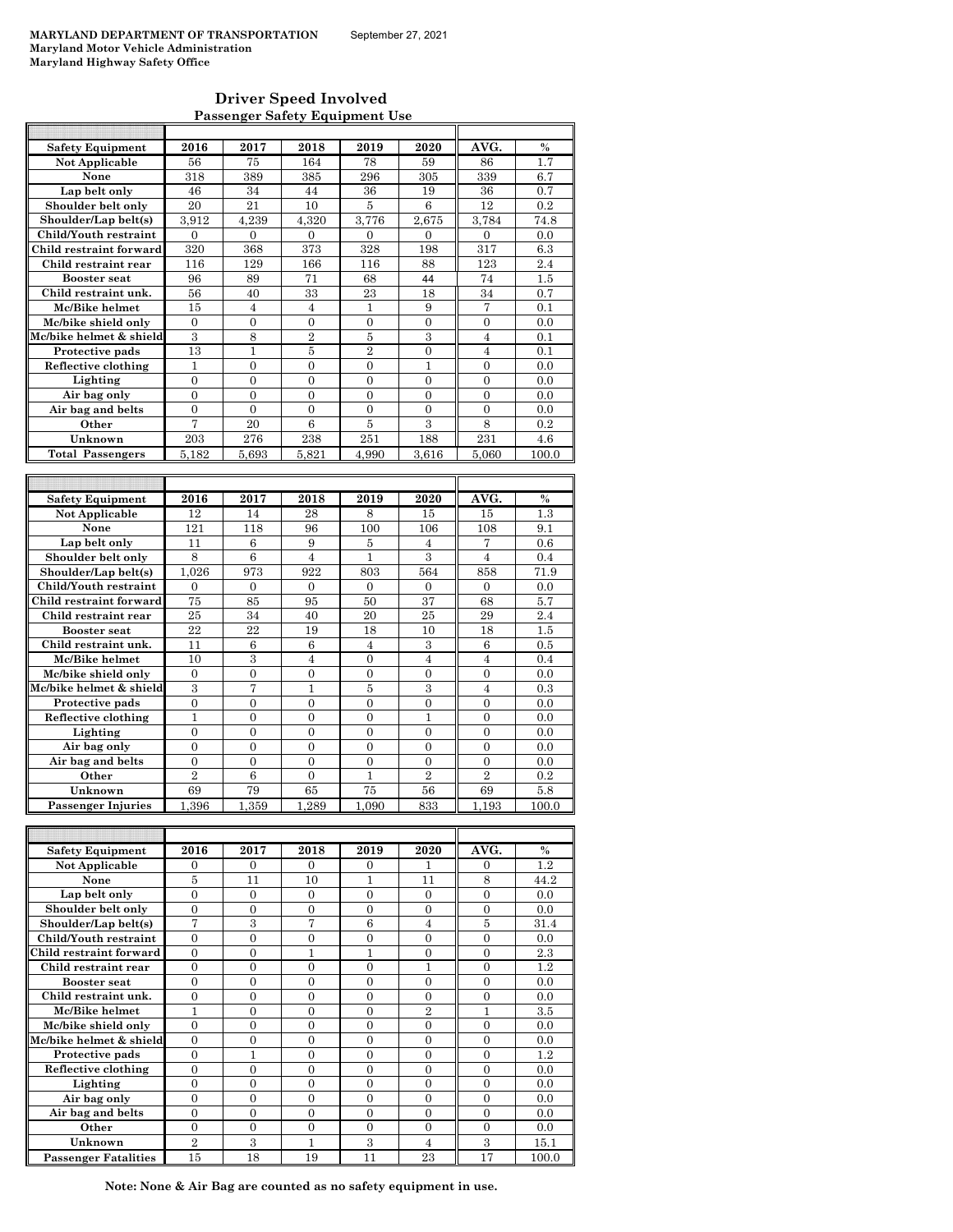**MARYLAND DEPARTMENT OF TRANSPORTATION** September 27, 2021
**Maryland Motor Vehicle Administration**
**Maryland Highway Safety Office**

## Driver Speed Involved
### Passenger Safety Equipment Use

| Safety Equipment | 2016 | 2017 | 2018 | 2019 | 2020 | AVG. | % |
|---|---|---|---|---|---|---|---|
| Not Applicable | 56 | 75 | 164 | 78 | 59 | 86 | 1.7 |
| None | 318 | 389 | 385 | 296 | 305 | 339 | 6.7 |
| Lap belt only | 46 | 34 | 44 | 36 | 19 | 36 | 0.7 |
| Shoulder belt only | 20 | 21 | 10 | 5 | 6 | 12 | 0.2 |
| Shoulder/Lap belt(s) | 3,912 | 4,239 | 4,320 | 3,776 | 2,675 | 3,784 | 74.8 |
| Child/Youth restraint | 0 | 0 | 0 | 0 | 0 | 0 | 0.0 |
| Child restraint forward | 320 | 368 | 373 | 328 | 198 | 317 | 6.3 |
| Child restraint rear | 116 | 129 | 166 | 116 | 88 | 123 | 2.4 |
| Booster seat | 96 | 89 | 71 | 68 | 44 | 74 | 1.5 |
| Child restraint unk. | 56 | 40 | 33 | 23 | 18 | 34 | 0.7 |
| Mc/Bike helmet | 15 | 4 | 4 | 1 | 9 | 7 | 0.1 |
| Mc/bike shield only | 0 | 0 | 0 | 0 | 0 | 0 | 0.0 |
| Mc/bike helmet & shield | 3 | 8 | 2 | 5 | 3 | 4 | 0.1 |
| Protective pads | 13 | 1 | 5 | 2 | 0 | 4 | 0.1 |
| Reflective clothing | 1 | 0 | 0 | 0 | 1 | 0 | 0.0 |
| Lighting | 0 | 0 | 0 | 0 | 0 | 0 | 0.0 |
| Air bag only | 0 | 0 | 0 | 0 | 0 | 0 | 0.0 |
| Air bag and belts | 0 | 0 | 0 | 0 | 0 | 0 | 0.0 |
| Other | 7 | 20 | 6 | 5 | 3 | 8 | 0.2 |
| Unknown | 203 | 276 | 238 | 251 | 188 | 231 | 4.6 |
| Total Passengers | 5,182 | 5,693 | 5,821 | 4,990 | 3,616 | 5,060 | 100.0 |

| Safety Equipment | 2016 | 2017 | 2018 | 2019 | 2020 | AVG. | % |
|---|---|---|---|---|---|---|---|
| Not Applicable | 12 | 14 | 28 | 8 | 15 | 15 | 1.3 |
| None | 121 | 118 | 96 | 100 | 106 | 108 | 9.1 |
| Lap belt only | 11 | 6 | 9 | 5 | 4 | 7 | 0.6 |
| Shoulder belt only | 8 | 6 | 4 | 1 | 3 | 4 | 0.4 |
| Shoulder/Lap belt(s) | 1,026 | 973 | 922 | 803 | 564 | 858 | 71.9 |
| Child/Youth restraint | 0 | 0 | 0 | 0 | 0 | 0 | 0.0 |
| Child restraint forward | 75 | 85 | 95 | 50 | 37 | 68 | 5.7 |
| Child restraint rear | 25 | 34 | 40 | 20 | 25 | 29 | 2.4 |
| Booster seat | 22 | 22 | 19 | 18 | 10 | 18 | 1.5 |
| Child restraint unk. | 11 | 6 | 6 | 4 | 3 | 6 | 0.5 |
| Mc/Bike helmet | 10 | 3 | 4 | 0 | 4 | 4 | 0.4 |
| Mc/bike shield only | 0 | 0 | 0 | 0 | 0 | 0 | 0.0 |
| Mc/bike helmet & shield | 3 | 7 | 1 | 5 | 3 | 4 | 0.3 |
| Protective pads | 0 | 0 | 0 | 0 | 0 | 0 | 0.0 |
| Reflective clothing | 1 | 0 | 0 | 0 | 1 | 0 | 0.0 |
| Lighting | 0 | 0 | 0 | 0 | 0 | 0 | 0.0 |
| Air bag only | 0 | 0 | 0 | 0 | 0 | 0 | 0.0 |
| Air bag and belts | 0 | 0 | 0 | 0 | 0 | 0 | 0.0 |
| Other | 2 | 6 | 0 | 1 | 2 | 2 | 0.2 |
| Unknown | 69 | 79 | 65 | 75 | 56 | 69 | 5.8 |
| Passenger Injuries | 1,396 | 1,359 | 1,289 | 1,090 | 833 | 1,193 | 100.0 |

| Safety Equipment | 2016 | 2017 | 2018 | 2019 | 2020 | AVG. | % |
|---|---|---|---|---|---|---|---|
| Not Applicable | 0 | 0 | 0 | 0 | 1 | 0 | 1.2 |
| None | 5 | 11 | 10 | 1 | 11 | 8 | 44.2 |
| Lap belt only | 0 | 0 | 0 | 0 | 0 | 0 | 0.0 |
| Shoulder belt only | 0 | 0 | 0 | 0 | 0 | 0 | 0.0 |
| Shoulder/Lap belt(s) | 7 | 3 | 7 | 6 | 4 | 5 | 31.4 |
| Child/Youth restraint | 0 | 0 | 0 | 0 | 0 | 0 | 0.0 |
| Child restraint forward | 0 | 0 | 1 | 1 | 0 | 0 | 2.3 |
| Child restraint rear | 0 | 0 | 0 | 0 | 1 | 0 | 1.2 |
| Booster seat | 0 | 0 | 0 | 0 | 0 | 0 | 0.0 |
| Child restraint unk. | 0 | 0 | 0 | 0 | 0 | 0 | 0.0 |
| Mc/Bike helmet | 1 | 0 | 0 | 0 | 2 | 1 | 3.5 |
| Mc/bike shield only | 0 | 0 | 0 | 0 | 0 | 0 | 0.0 |
| Mc/bike helmet & shield | 0 | 0 | 0 | 0 | 0 | 0 | 0.0 |
| Protective pads | 0 | 1 | 0 | 0 | 0 | 0 | 1.2 |
| Reflective clothing | 0 | 0 | 0 | 0 | 0 | 0 | 0.0 |
| Lighting | 0 | 0 | 0 | 0 | 0 | 0 | 0.0 |
| Air bag only | 0 | 0 | 0 | 0 | 0 | 0 | 0.0 |
| Air bag and belts | 0 | 0 | 0 | 0 | 0 | 0 | 0.0 |
| Other | 0 | 0 | 0 | 0 | 0 | 0 | 0.0 |
| Unknown | 2 | 3 | 1 | 3 | 4 | 3 | 15.1 |
| Passenger Fatalities | 15 | 18 | 19 | 11 | 23 | 17 | 100.0 |

**Note: None & Air Bag are counted as no safety equipment in use.**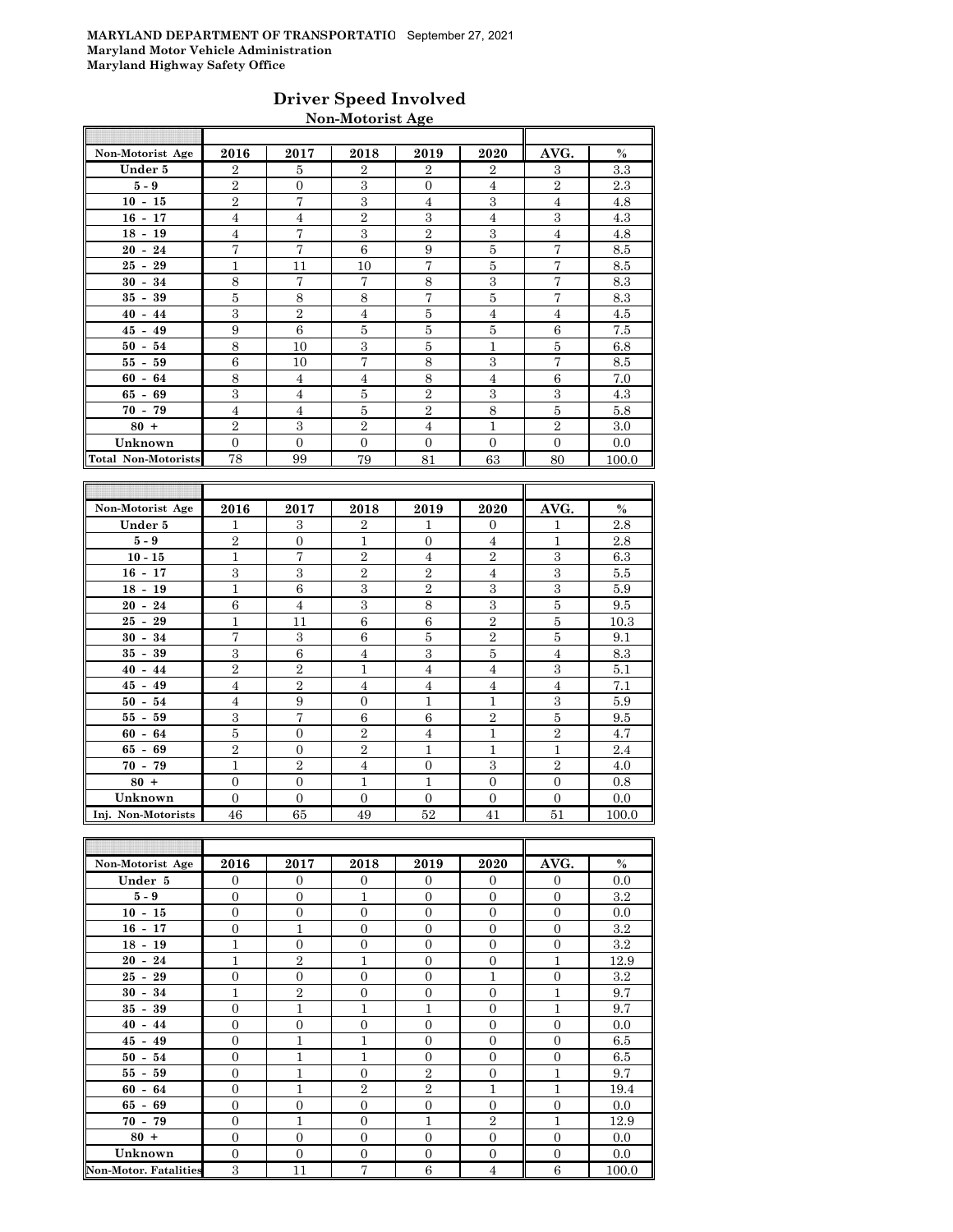**MARYLAND DEPARTMENT OF TRANSPORTATIO** September 27, 2021
**Maryland Motor Vehicle Administration**
**Maryland Highway Safety Office**

## Driver Speed Involved

### Non-Motorist Age

| Non-Motorist Age | 2016 | 2017 | 2018 | 2019 | 2020 | AVG. | % |
|---|---|---|---|---|---|---|---|
| Under 5 | 2 | 5 | 2 | 2 | 2 | 3 | 3.3 |
| 5 - 9 | 2 | 0 | 3 | 0 | 4 | 2 | 2.3 |
| 10 - 15 | 2 | 7 | 3 | 4 | 3 | 4 | 4.8 |
| 16 - 17 | 4 | 4 | 2 | 3 | 4 | 3 | 4.3 |
| 18 - 19 | 4 | 7 | 3 | 2 | 3 | 4 | 4.8 |
| 20 - 24 | 7 | 7 | 6 | 9 | 5 | 7 | 8.5 |
| 25 - 29 | 1 | 11 | 10 | 7 | 5 | 7 | 8.5 |
| 30 - 34 | 8 | 7 | 7 | 8 | 3 | 7 | 8.3 |
| 35 - 39 | 5 | 8 | 8 | 7 | 5 | 7 | 8.3 |
| 40 - 44 | 3 | 2 | 4 | 5 | 4 | 4 | 4.5 |
| 45 - 49 | 9 | 6 | 5 | 5 | 5 | 6 | 7.5 |
| 50 - 54 | 8 | 10 | 3 | 5 | 1 | 5 | 6.8 |
| 55 - 59 | 6 | 10 | 7 | 8 | 3 | 7 | 8.5 |
| 60 - 64 | 8 | 4 | 4 | 8 | 4 | 6 | 7.0 |
| 65 - 69 | 3 | 4 | 5 | 2 | 3 | 3 | 4.3 |
| 70 - 79 | 4 | 4 | 5 | 2 | 8 | 5 | 5.8 |
| 80 + | 2 | 3 | 2 | 4 | 1 | 2 | 3.0 |
| Unknown | 0 | 0 | 0 | 0 | 0 | 0 | 0.0 |
| Total Non-Motorists | 78 | 99 | 79 | 81 | 63 | 80 | 100.0 |

| Non-Motorist Age | 2016 | 2017 | 2018 | 2019 | 2020 | AVG. | % |
|---|---|---|---|---|---|---|---|
| Under 5 | 1 | 3 | 2 | 1 | 0 | 1 | 2.8 |
| 5 - 9 | 2 | 0 | 1 | 0 | 4 | 1 | 2.8 |
| 10 - 15 | 1 | 7 | 2 | 4 | 2 | 3 | 6.3 |
| 16 - 17 | 3 | 3 | 2 | 2 | 4 | 3 | 5.5 |
| 18 - 19 | 1 | 6 | 3 | 2 | 3 | 3 | 5.9 |
| 20 - 24 | 6 | 4 | 3 | 8 | 3 | 5 | 9.5 |
| 25 - 29 | 1 | 11 | 6 | 6 | 2 | 5 | 10.3 |
| 30 - 34 | 7 | 3 | 6 | 5 | 2 | 5 | 9.1 |
| 35 - 39 | 3 | 6 | 4 | 3 | 5 | 4 | 8.3 |
| 40 - 44 | 2 | 2 | 1 | 4 | 4 | 3 | 5.1 |
| 45 - 49 | 4 | 2 | 4 | 4 | 4 | 4 | 7.1 |
| 50 - 54 | 4 | 9 | 0 | 1 | 1 | 3 | 5.9 |
| 55 - 59 | 3 | 7 | 6 | 6 | 2 | 5 | 9.5 |
| 60 - 64 | 5 | 0 | 2 | 4 | 1 | 2 | 4.7 |
| 65 - 69 | 2 | 0 | 2 | 1 | 1 | 1 | 2.4 |
| 70 - 79 | 1 | 2 | 4 | 0 | 3 | 2 | 4.0 |
| 80 + | 0 | 0 | 1 | 1 | 0 | 0 | 0.8 |
| Unknown | 0 | 0 | 0 | 0 | 0 | 0 | 0.0 |
| Inj. Non-Motorists | 46 | 65 | 49 | 52 | 41 | 51 | 100.0 |

| Non-Motorist Age | 2016 | 2017 | 2018 | 2019 | 2020 | AVG. | % |
|---|---|---|---|---|---|---|---|
| Under 5 | 0 | 0 | 0 | 0 | 0 | 0 | 0.0 |
| 5 - 9 | 0 | 0 | 1 | 0 | 0 | 0 | 3.2 |
| 10 - 15 | 0 | 0 | 0 | 0 | 0 | 0 | 0.0 |
| 16 - 17 | 0 | 1 | 0 | 0 | 0 | 0 | 3.2 |
| 18 - 19 | 1 | 0 | 0 | 0 | 0 | 0 | 3.2 |
| 20 - 24 | 1 | 2 | 1 | 0 | 0 | 1 | 12.9 |
| 25 - 29 | 0 | 0 | 0 | 0 | 1 | 0 | 3.2 |
| 30 - 34 | 1 | 2 | 0 | 0 | 0 | 1 | 9.7 |
| 35 - 39 | 0 | 1 | 1 | 1 | 0 | 1 | 9.7 |
| 40 - 44 | 0 | 0 | 0 | 0 | 0 | 0 | 0.0 |
| 45 - 49 | 0 | 1 | 1 | 0 | 0 | 0 | 6.5 |
| 50 - 54 | 0 | 1 | 1 | 0 | 0 | 0 | 6.5 |
| 55 - 59 | 0 | 1 | 0 | 2 | 0 | 1 | 9.7 |
| 60 - 64 | 0 | 1 | 2 | 2 | 1 | 1 | 19.4 |
| 65 - 69 | 0 | 0 | 0 | 0 | 0 | 0 | 0.0 |
| 70 - 79 | 0 | 1 | 0 | 1 | 2 | 1 | 12.9 |
| 80 + | 0 | 0 | 0 | 0 | 0 | 0 | 0.0 |
| Unknown | 0 | 0 | 0 | 0 | 0 | 0 | 0.0 |
| Non-Motor. Fatalities | 3 | 11 | 7 | 6 | 4 | 6 | 100.0 |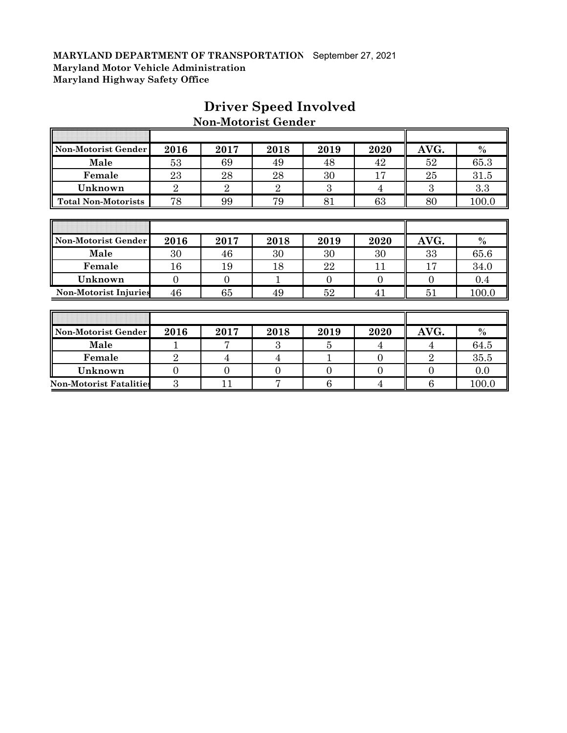**MARYLAND DEPARTMENT OF TRANSPORTATION** September 27, 2021
**Maryland Motor Vehicle Administration**
**Maryland Highway Safety Office**

# Driver Speed Involved

## Non-Motorist Gender

| Non-Motorist Gender | 2016 | 2017 | 2018 | 2019 | 2020 | AVG. | % |
|---|---|---|---|---|---|---|---|
| Male | 53 | 69 | 49 | 48 | 42 | 52 | 65.3 |
| Female | 23 | 28 | 28 | 30 | 17 | 25 | 31.5 |
| Unknown | 2 | 2 | 2 | 3 | 4 | 3 | 3.3 |
| Total Non-Motorists | 78 | 99 | 79 | 81 | 63 | 80 | 100.0 |

| Non-Motorist Gender | 2016 | 2017 | 2018 | 2019 | 2020 | AVG. | % |
|---|---|---|---|---|---|---|---|
| Male | 30 | 46 | 30 | 30 | 30 | 33 | 65.6 |
| Female | 16 | 19 | 18 | 22 | 11 | 17 | 34.0 |
| Unknown | 0 | 0 | 1 | 0 | 0 | 0 | 0.4 |
| Non-Motorist Injuries | 46 | 65 | 49 | 52 | 41 | 51 | 100.0 |

| Non-Motorist Gender | 2016 | 2017 | 2018 | 2019 | 2020 | AVG. | % |
|---|---|---|---|---|---|---|---|
| Male | 1 | 7 | 3 | 5 | 4 | 4 | 64.5 |
| Female | 2 | 4 | 4 | 1 | 0 | 2 | 35.5 |
| Unknown | 0 | 0 | 0 | 0 | 0 | 0 | 0.0 |
| Non-Motorist Fatalities | 3 | 11 | 7 | 6 | 4 | 6 | 100.0 |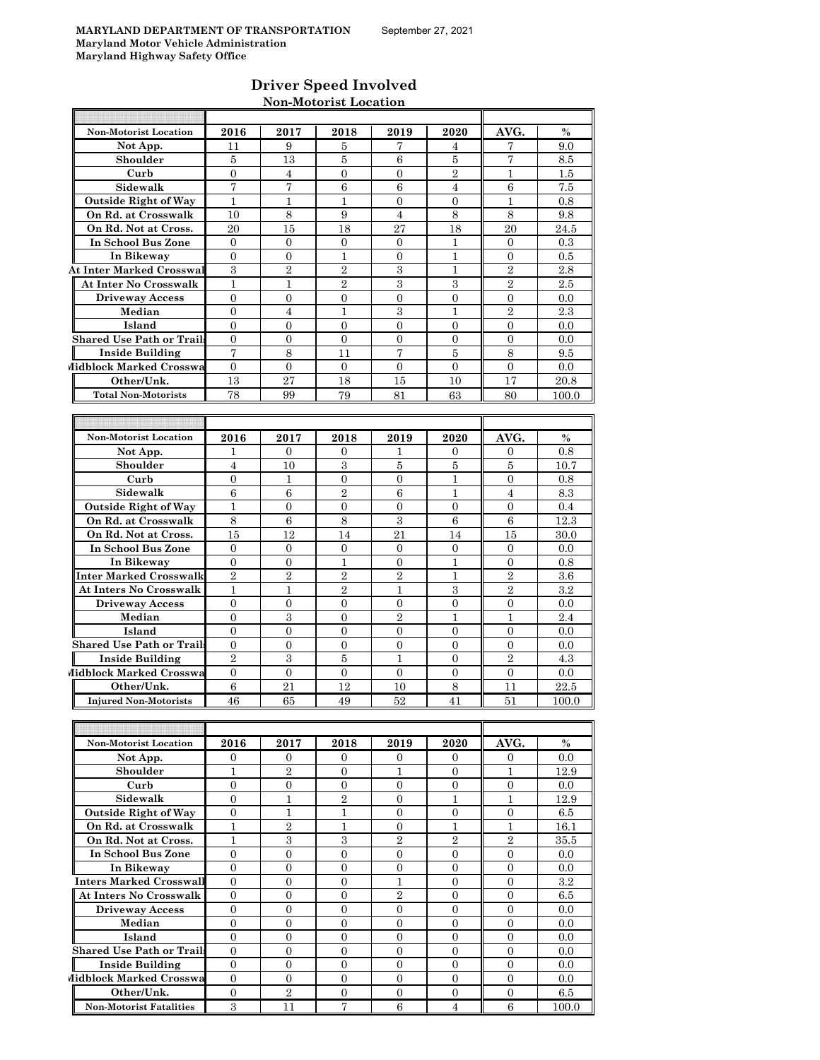MARYLAND DEPARTMENT OF TRANSPORTATION September 27, 2021
Maryland Motor Vehicle Administration
Maryland Highway Safety Office

# Driver Speed Involved

## Non-Motorist Location

| Non-Motorist Location | 2016 | 2017 | 2018 | 2019 | 2020 | AVG. | % |
|---|---|---|---|---|---|---|---|
| Not App. | 11 | 9 | 5 | 7 | 4 | 7 | 9.0 |
| Shoulder | 5 | 13 | 5 | 6 | 5 | 7 | 8.5 |
| Curb | 0 | 4 | 0 | 0 | 2 | 1 | 1.5 |
| Sidewalk | 7 | 7 | 6 | 6 | 4 | 6 | 7.5 |
| Outside Right of Way | 1 | 1 | 1 | 0 | 0 | 1 | 0.8 |
| On Rd. at Crosswalk | 10 | 8 | 9 | 4 | 8 | 8 | 9.8 |
| On Rd. Not at Cross. | 20 | 15 | 18 | 27 | 18 | 20 | 24.5 |
| In School Bus Zone | 0 | 0 | 0 | 0 | 1 | 0 | 0.3 |
| In Bikeway | 0 | 0 | 1 | 0 | 1 | 0 | 0.5 |
| At Inter Marked Crosswal | 3 | 2 | 2 | 3 | 1 | 2 | 2.8 |
| At Inter No Crosswalk | 1 | 1 | 2 | 3 | 3 | 2 | 2.5 |
| Driveway Access | 0 | 0 | 0 | 0 | 0 | 0 | 0.0 |
| Median | 0 | 4 | 1 | 3 | 1 | 2 | 2.3 |
| Island | 0 | 0 | 0 | 0 | 0 | 0 | 0.0 |
| Shared Use Path or Trails | 0 | 0 | 0 | 0 | 0 | 0 | 0.0 |
| Inside Building | 7 | 8 | 11 | 7 | 5 | 8 | 9.5 |
| Midblock Marked Crosswa | 0 | 0 | 0 | 0 | 0 | 0 | 0.0 |
| Other/Unk. | 13 | 27 | 18 | 15 | 10 | 17 | 20.8 |
| Total Non-Motorists | 78 | 99 | 79 | 81 | 63 | 80 | 100.0 |

| Non-Motorist Location | 2016 | 2017 | 2018 | 2019 | 2020 | AVG. | % |
|---|---|---|---|---|---|---|---|
| Not App. | 1 | 0 | 0 | 1 | 0 | 0 | 0.8 |
| Shoulder | 4 | 10 | 3 | 5 | 5 | 5 | 10.7 |
| Curb | 0 | 1 | 0 | 0 | 1 | 0 | 0.8 |
| Sidewalk | 6 | 6 | 2 | 6 | 1 | 4 | 8.3 |
| Outside Right of Way | 1 | 0 | 0 | 0 | 0 | 0 | 0.4 |
| On Rd. at Crosswalk | 8 | 6 | 8 | 3 | 6 | 6 | 12.3 |
| On Rd. Not at Cross. | 15 | 12 | 14 | 21 | 14 | 15 | 30.0 |
| In School Bus Zone | 0 | 0 | 0 | 0 | 0 | 0 | 0.0 |
| In Bikeway | 0 | 0 | 1 | 0 | 1 | 0 | 0.8 |
| Inter Marked Crosswalk | 2 | 2 | 2 | 2 | 1 | 2 | 3.6 |
| At Inters No Crosswalk | 1 | 1 | 2 | 1 | 3 | 2 | 3.2 |
| Driveway Access | 0 | 0 | 0 | 0 | 0 | 0 | 0.0 |
| Median | 0 | 3 | 0 | 2 | 1 | 1 | 2.4 |
| Island | 0 | 0 | 0 | 0 | 0 | 0 | 0.0 |
| Shared Use Path or Trails | 0 | 0 | 0 | 0 | 0 | 0 | 0.0 |
| Inside Building | 2 | 3 | 5 | 1 | 0 | 2 | 4.3 |
| Midblock Marked Crosswa | 0 | 0 | 0 | 0 | 0 | 0 | 0.0 |
| Other/Unk. | 6 | 21 | 12 | 10 | 8 | 11 | 22.5 |
| Injured Non-Motorists | 46 | 65 | 49 | 52 | 41 | 51 | 100.0 |

| Non-Motorist Location | 2016 | 2017 | 2018 | 2019 | 2020 | AVG. | % |
|---|---|---|---|---|---|---|---|
| Not App. | 0 | 0 | 0 | 0 | 0 | 0 | 0.0 |
| Shoulder | 1 | 2 | 0 | 1 | 0 | 1 | 12.9 |
| Curb | 0 | 0 | 0 | 0 | 0 | 0 | 0.0 |
| Sidewalk | 0 | 1 | 2 | 0 | 1 | 1 | 12.9 |
| Outside Right of Way | 0 | 1 | 1 | 0 | 0 | 0 | 6.5 |
| On Rd. at Crosswalk | 1 | 2 | 1 | 0 | 1 | 1 | 16.1 |
| On Rd. Not at Cross. | 1 | 3 | 3 | 2 | 2 | 2 | 35.5 |
| In School Bus Zone | 0 | 0 | 0 | 0 | 0 | 0 | 0.0 |
| In Bikeway | 0 | 0 | 0 | 0 | 0 | 0 | 0.0 |
| Inters Marked Crosswall | 0 | 0 | 0 | 1 | 0 | 0 | 3.2 |
| At Inters No Crosswalk | 0 | 0 | 0 | 2 | 0 | 0 | 6.5 |
| Driveway Access | 0 | 0 | 0 | 0 | 0 | 0 | 0.0 |
| Median | 0 | 0 | 0 | 0 | 0 | 0 | 0.0 |
| Island | 0 | 0 | 0 | 0 | 0 | 0 | 0.0 |
| Shared Use Path or Trails | 0 | 0 | 0 | 0 | 0 | 0 | 0.0 |
| Inside Building | 0 | 0 | 0 | 0 | 0 | 0 | 0.0 |
| Midblock Marked Crosswa | 0 | 0 | 0 | 0 | 0 | 0 | 0.0 |
| Other/Unk. | 0 | 2 | 0 | 0 | 0 | 0 | 6.5 |
| Non-Motorist Fatalities | 3 | 11 | 7 | 6 | 4 | 6 | 100.0 |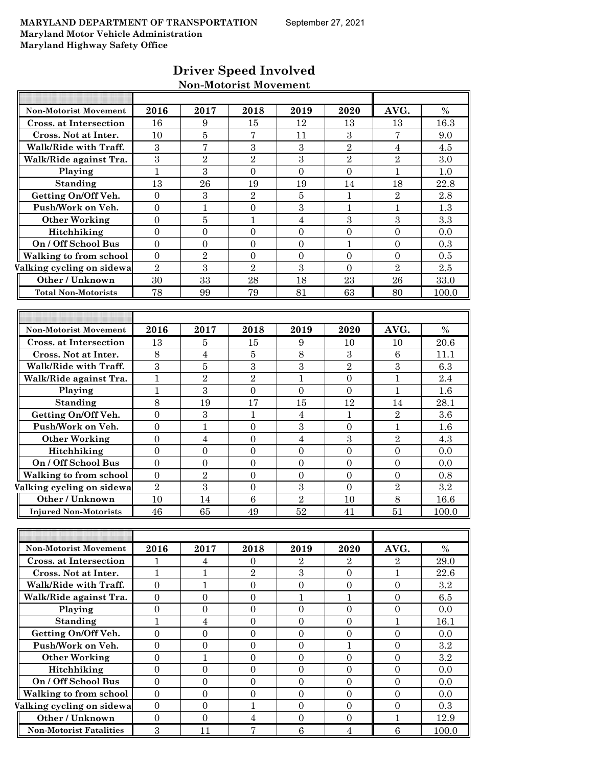**MARYLAND DEPARTMENT OF TRANSPORTATION** September 27, 2021
**Maryland Motor Vehicle Administration**
**Maryland Highway Safety Office**

## Driver Speed Involved

### Non-Motorist Movement

| Non-Motorist Movement | 2016 | 2017 | 2018 | 2019 | 2020 | AVG. | % |
|---|---|---|---|---|---|---|---|
| Cross. at Intersection | 16 | 9 | 15 | 12 | 13 | 13 | 16.3 |
| Cross. Not at Inter. | 10 | 5 | 7 | 11 | 3 | 7 | 9.0 |
| Walk/Ride with Traff. | 3 | 7 | 3 | 3 | 2 | 4 | 4.5 |
| Walk/Ride against Tra. | 3 | 2 | 2 | 3 | 2 | 2 | 3.0 |
| Playing | 1 | 3 | 0 | 0 | 0 | 1 | 1.0 |
| Standing | 13 | 26 | 19 | 19 | 14 | 18 | 22.8 |
| Getting On/Off Veh. | 0 | 3 | 2 | 5 | 1 | 2 | 2.8 |
| Push/Work on Veh. | 0 | 1 | 0 | 3 | 1 | 1 | 1.3 |
| Other Working | 0 | 5 | 1 | 4 | 3 | 3 | 3.3 |
| Hitchhiking | 0 | 0 | 0 | 0 | 0 | 0 | 0.0 |
| On / Off School Bus | 0 | 0 | 0 | 0 | 1 | 0 | 0.3 |
| Walking to from school | 0 | 2 | 0 | 0 | 0 | 0 | 0.5 |
| Walking cycling on sidewa | 2 | 3 | 2 | 3 | 0 | 2 | 2.5 |
| Other / Unknown | 30 | 33 | 28 | 18 | 23 | 26 | 33.0 |
| Total Non-Motorists | 78 | 99 | 79 | 81 | 63 | 80 | 100.0 |

| Non-Motorist Movement | 2016 | 2017 | 2018 | 2019 | 2020 | AVG. | % |
|---|---|---|---|---|---|---|---|
| Cross. at Intersection | 13 | 5 | 15 | 9 | 10 | 10 | 20.6 |
| Cross. Not at Inter. | 8 | 4 | 5 | 8 | 3 | 6 | 11.1 |
| Walk/Ride with Traff. | 3 | 5 | 3 | 3 | 2 | 3 | 6.3 |
| Walk/Ride against Tra. | 1 | 2 | 2 | 1 | 0 | 1 | 2.4 |
| Playing | 1 | 3 | 0 | 0 | 0 | 1 | 1.6 |
| Standing | 8 | 19 | 17 | 15 | 12 | 14 | 28.1 |
| Getting On/Off Veh. | 0 | 3 | 1 | 4 | 1 | 2 | 3.6 |
| Push/Work on Veh. | 0 | 1 | 0 | 3 | 0 | 1 | 1.6 |
| Other Working | 0 | 4 | 0 | 4 | 3 | 2 | 4.3 |
| Hitchhiking | 0 | 0 | 0 | 0 | 0 | 0 | 0.0 |
| On / Off School Bus | 0 | 0 | 0 | 0 | 0 | 0 | 0.0 |
| Walking to from school | 0 | 2 | 0 | 0 | 0 | 0 | 0.8 |
| Walking cycling on sidewa | 2 | 3 | 0 | 3 | 0 | 2 | 3.2 |
| Other / Unknown | 10 | 14 | 6 | 2 | 10 | 8 | 16.6 |
| Injured Non-Motorists | 46 | 65 | 49 | 52 | 41 | 51 | 100.0 |

| Non-Motorist Movement | 2016 | 2017 | 2018 | 2019 | 2020 | AVG. | % |
|---|---|---|---|---|---|---|---|
| Cross. at Intersection | 1 | 4 | 0 | 2 | 2 | 2 | 29.0 |
| Cross. Not at Inter. | 1 | 1 | 2 | 3 | 0 | 1 | 22.6 |
| Walk/Ride with Traff. | 0 | 1 | 0 | 0 | 0 | 0 | 3.2 |
| Walk/Ride against Tra. | 0 | 0 | 0 | 1 | 1 | 0 | 6.5 |
| Playing | 0 | 0 | 0 | 0 | 0 | 0 | 0.0 |
| Standing | 1 | 4 | 0 | 0 | 0 | 1 | 16.1 |
| Getting On/Off Veh. | 0 | 0 | 0 | 0 | 0 | 0 | 0.0 |
| Push/Work on Veh. | 0 | 0 | 0 | 0 | 1 | 0 | 3.2 |
| Other Working | 0 | 1 | 0 | 0 | 0 | 0 | 3.2 |
| Hitchhiking | 0 | 0 | 0 | 0 | 0 | 0 | 0.0 |
| On / Off School Bus | 0 | 0 | 0 | 0 | 0 | 0 | 0.0 |
| Walking to from school | 0 | 0 | 0 | 0 | 0 | 0 | 0.0 |
| Walking cycling on sidewa | 0 | 0 | 1 | 0 | 0 | 0 | 0.3 |
| Other / Unknown | 0 | 0 | 4 | 0 | 0 | 1 | 12.9 |
| Non-Motorist Fatalities | 3 | 11 | 7 | 6 | 4 | 6 | 100.0 |